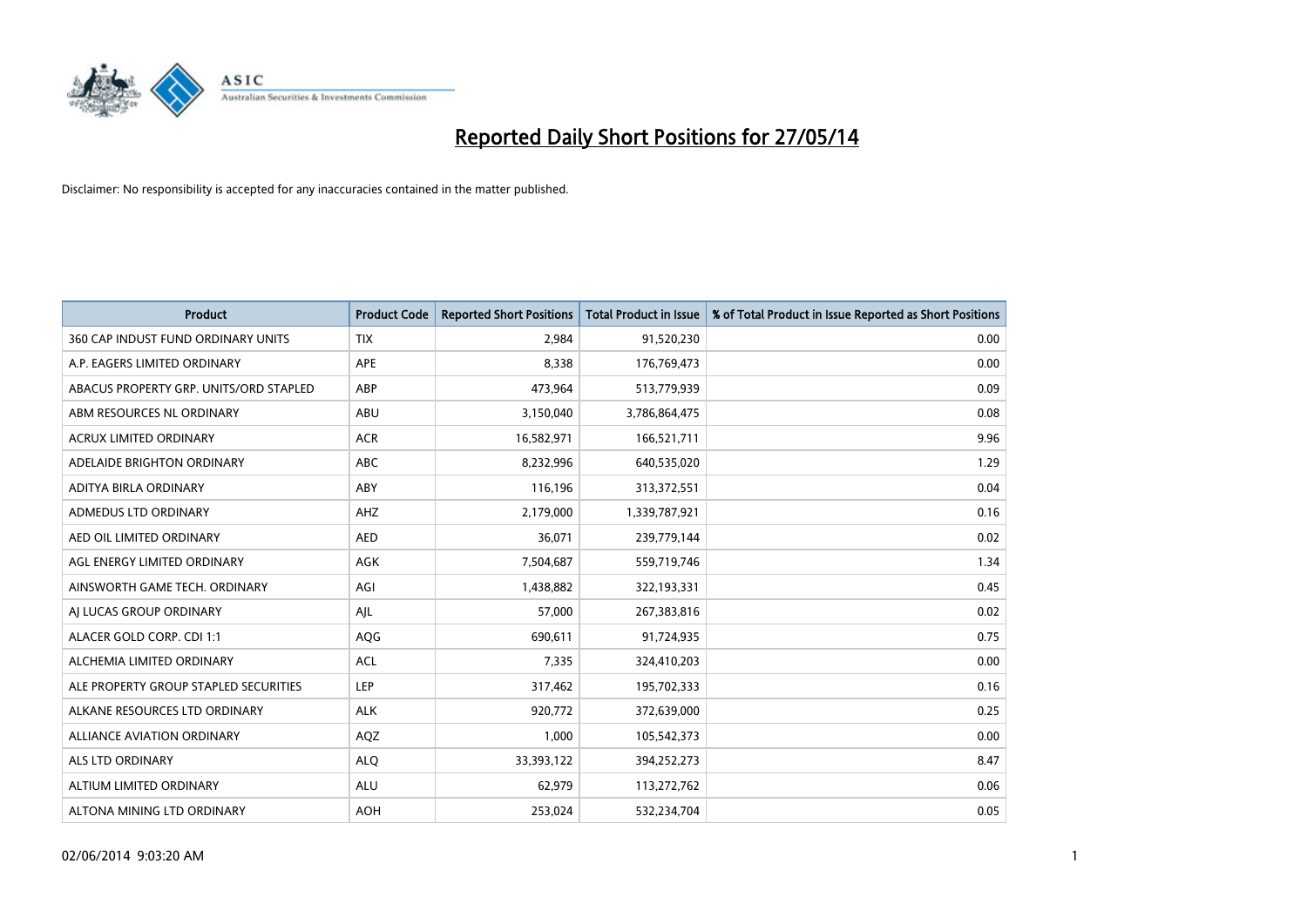# Reported Daily Short Positions for 27/05/14

Disclaimer: No responsibility is accepted for any inaccuracies contained in the matter published.

| Product | Product Code | Reported Short Positions | Total Product in Issue | % of Total Product in Issue Reported as Short Positions |
| --- | --- | --- | --- | --- |
| 360 CAP INDUST FUND ORDINARY UNITS | TIX | 2,984 | 91,520,230 | 0.00 |
| A.P. EAGERS LIMITED ORDINARY | APE | 8,338 | 176,769,473 | 0.00 |
| ABACUS PROPERTY GRP. UNITS/ORD STAPLED | ABP | 473,964 | 513,779,939 | 0.09 |
| ABM RESOURCES NL ORDINARY | ABU | 3,150,040 | 3,786,864,475 | 0.08 |
| ACRUX LIMITED ORDINARY | ACR | 16,582,971 | 166,521,711 | 9.96 |
| ADELAIDE BRIGHTON ORDINARY | ABC | 8,232,996 | 640,535,020 | 1.29 |
| ADITYA BIRLA ORDINARY | ABY | 116,196 | 313,372,551 | 0.04 |
| ADMEDUS LTD ORDINARY | AHZ | 2,179,000 | 1,339,787,921 | 0.16 |
| AED OIL LIMITED ORDINARY | AED | 36,071 | 239,779,144 | 0.02 |
| AGL ENERGY LIMITED ORDINARY | AGK | 7,504,687 | 559,719,746 | 1.34 |
| AINSWORTH GAME TECH. ORDINARY | AGI | 1,438,882 | 322,193,331 | 0.45 |
| AJ LUCAS GROUP ORDINARY | AJL | 57,000 | 267,383,816 | 0.02 |
| ALACER GOLD CORP. CDI 1:1 | AQG | 690,611 | 91,724,935 | 0.75 |
| ALCHEMIA LIMITED ORDINARY | ACL | 7,335 | 324,410,203 | 0.00 |
| ALE PROPERTY GROUP STAPLED SECURITIES | LEP | 317,462 | 195,702,333 | 0.16 |
| ALKANE RESOURCES LTD ORDINARY | ALK | 920,772 | 372,639,000 | 0.25 |
| ALLIANCE AVIATION ORDINARY | AQZ | 1,000 | 105,542,373 | 0.00 |
| ALS LTD ORDINARY | ALQ | 33,393,122 | 394,252,273 | 8.47 |
| ALTIUM LIMITED ORDINARY | ALU | 62,979 | 113,272,762 | 0.06 |
| ALTONA MINING LTD ORDINARY | AOH | 253,024 | 532,234,704 | 0.05 |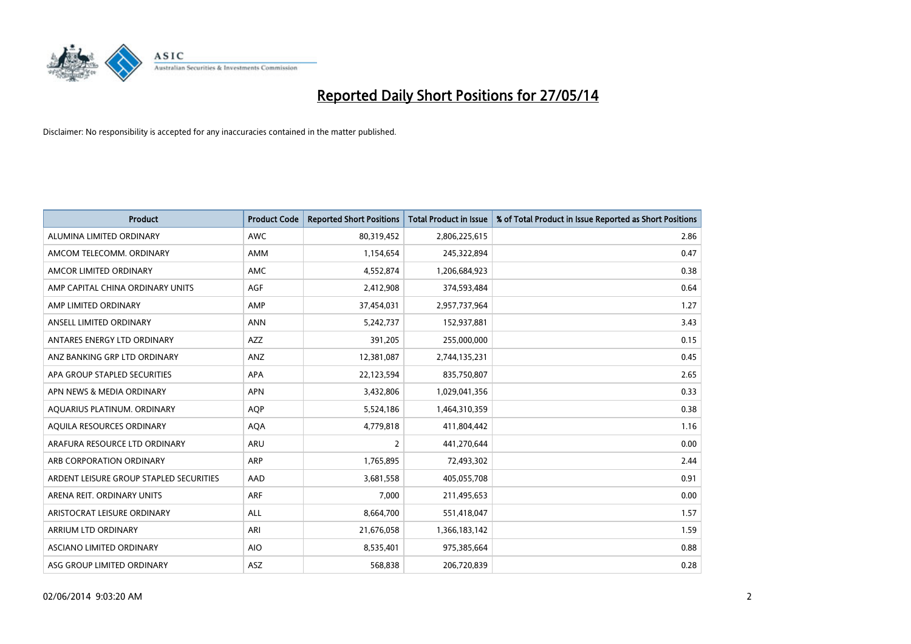# Reported Daily Short Positions for 27/05/14

Disclaimer: No responsibility is accepted for any inaccuracies contained in the matter published.

| Product | Product Code | Reported Short Positions | Total Product in Issue | % of Total Product in Issue Reported as Short Positions |
|---|---|---|---|---|
| ALUMINA LIMITED ORDINARY | AWC | 80,319,452 | 2,806,225,615 | 2.86 |
| AMCOM TELECOMM. ORDINARY | AMM | 1,154,654 | 245,322,894 | 0.47 |
| AMCOR LIMITED ORDINARY | AMC | 4,552,874 | 1,206,684,923 | 0.38 |
| AMP CAPITAL CHINA ORDINARY UNITS | AGF | 2,412,908 | 374,593,484 | 0.64 |
| AMP LIMITED ORDINARY | AMP | 37,454,031 | 2,957,737,964 | 1.27 |
| ANSELL LIMITED ORDINARY | ANN | 5,242,737 | 152,937,881 | 3.43 |
| ANTARES ENERGY LTD ORDINARY | AZZ | 391,205 | 255,000,000 | 0.15 |
| ANZ BANKING GRP LTD ORDINARY | ANZ | 12,381,087 | 2,744,135,231 | 0.45 |
| APA GROUP STAPLED SECURITIES | APA | 22,123,594 | 835,750,807 | 2.65 |
| APN NEWS & MEDIA ORDINARY | APN | 3,432,806 | 1,029,041,356 | 0.33 |
| AQUARIUS PLATINUM. ORDINARY | AQP | 5,524,186 | 1,464,310,359 | 0.38 |
| AQUILA RESOURCES ORDINARY | AQA | 4,779,818 | 411,804,442 | 1.16 |
| ARAFURA RESOURCE LTD ORDINARY | ARU | 2 | 441,270,644 | 0.00 |
| ARB CORPORATION ORDINARY | ARP | 1,765,895 | 72,493,302 | 2.44 |
| ARDENT LEISURE GROUP STAPLED SECURITIES | AAD | 3,681,558 | 405,055,708 | 0.91 |
| ARENA REIT. ORDINARY UNITS | ARF | 7,000 | 211,495,653 | 0.00 |
| ARISTOCRAT LEISURE ORDINARY | ALL | 8,664,700 | 551,418,047 | 1.57 |
| ARRIUM LTD ORDINARY | ARI | 21,676,058 | 1,366,183,142 | 1.59 |
| ASCIANO LIMITED ORDINARY | AIO | 8,535,401 | 975,385,664 | 0.88 |
| ASG GROUP LIMITED ORDINARY | ASZ | 568,838 | 206,720,839 | 0.28 |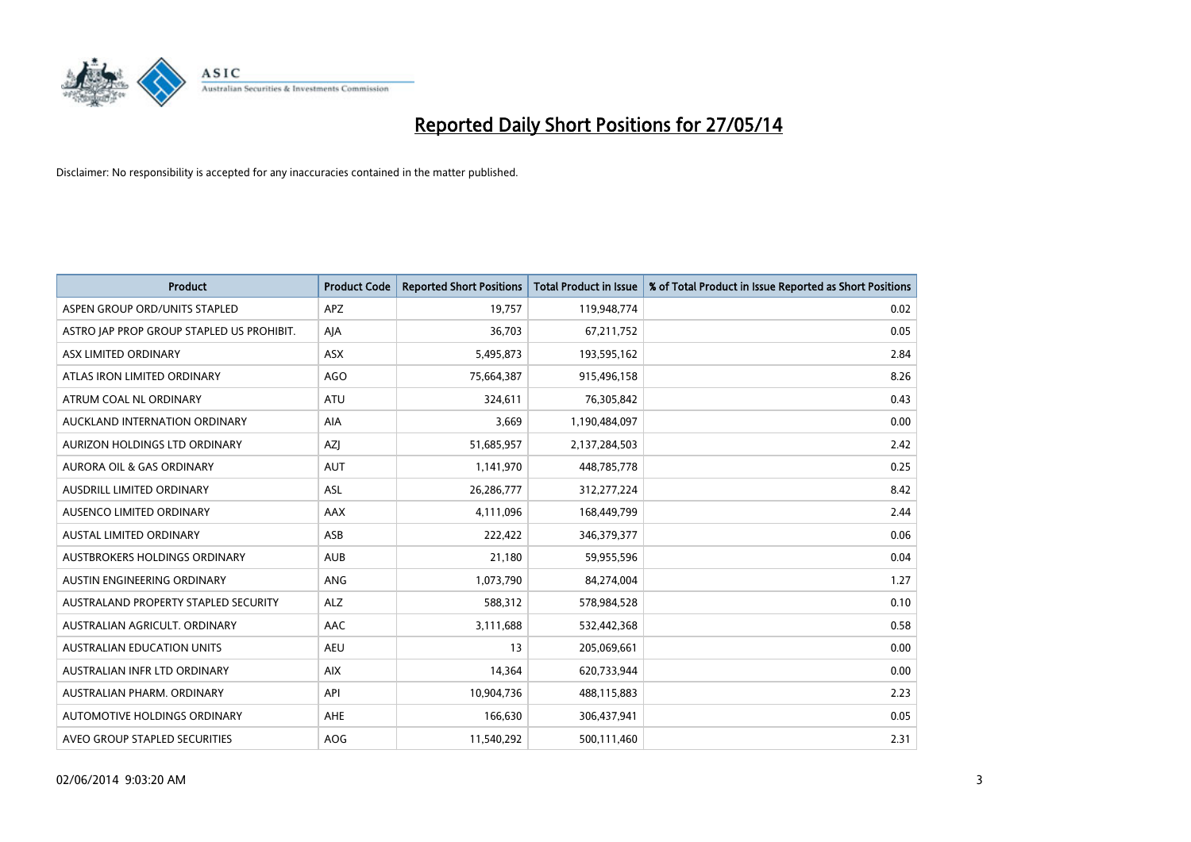# Reported Daily Short Positions for 27/05/14

Disclaimer: No responsibility is accepted for any inaccuracies contained in the matter published.

| Product | Product Code | Reported Short Positions | Total Product in Issue | % of Total Product in Issue Reported as Short Positions |
|---|---|---|---|---|
| ASPEN GROUP ORD/UNITS STAPLED | APZ | 19,757 | 119,948,774 | 0.02 |
| ASTRO JAP PROP GROUP STAPLED US PROHIBIT. | AJA | 36,703 | 67,211,752 | 0.05 |
| ASX LIMITED ORDINARY | ASX | 5,495,873 | 193,595,162 | 2.84 |
| ATLAS IRON LIMITED ORDINARY | AGO | 75,664,387 | 915,496,158 | 8.26 |
| ATRUM COAL NL ORDINARY | ATU | 324,611 | 76,305,842 | 0.43 |
| AUCKLAND INTERNATION ORDINARY | AIA | 3,669 | 1,190,484,097 | 0.00 |
| AURIZON HOLDINGS LTD ORDINARY | AZJ | 51,685,957 | 2,137,284,503 | 2.42 |
| AURORA OIL & GAS ORDINARY | AUT | 1,141,970 | 448,785,778 | 0.25 |
| AUSDRILL LIMITED ORDINARY | ASL | 26,286,777 | 312,277,224 | 8.42 |
| AUSENCO LIMITED ORDINARY | AAX | 4,111,096 | 168,449,799 | 2.44 |
| AUSTAL LIMITED ORDINARY | ASB | 222,422 | 346,379,377 | 0.06 |
| AUSTBROKERS HOLDINGS ORDINARY | AUB | 21,180 | 59,955,596 | 0.04 |
| AUSTIN ENGINEERING ORDINARY | ANG | 1,073,790 | 84,274,004 | 1.27 |
| AUSTRALAND PROPERTY STAPLED SECURITY | ALZ | 588,312 | 578,984,528 | 0.10 |
| AUSTRALIAN AGRICULT. ORDINARY | AAC | 3,111,688 | 532,442,368 | 0.58 |
| AUSTRALIAN EDUCATION UNITS | AEU | 13 | 205,069,661 | 0.00 |
| AUSTRALIAN INFR LTD ORDINARY | AIX | 14,364 | 620,733,944 | 0.00 |
| AUSTRALIAN PHARM. ORDINARY | API | 10,904,736 | 488,115,883 | 2.23 |
| AUTOMOTIVE HOLDINGS ORDINARY | AHE | 166,630 | 306,437,941 | 0.05 |
| AVEO GROUP STAPLED SECURITIES | AOG | 11,540,292 | 500,111,460 | 2.31 |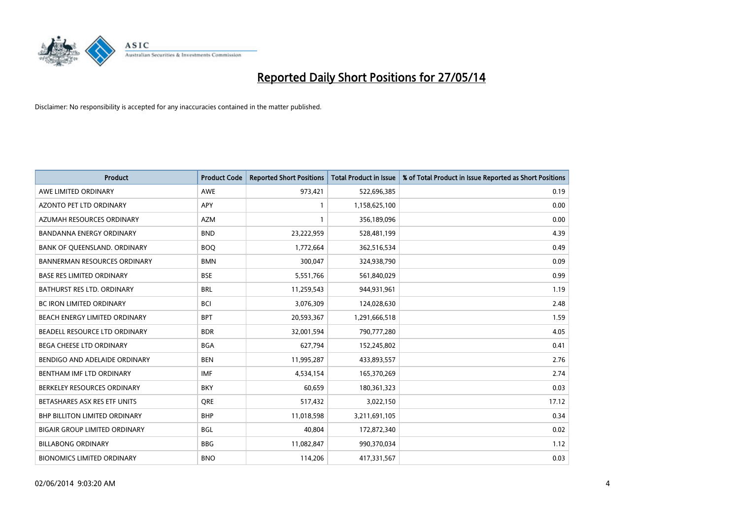# Reported Daily Short Positions for 27/05/14

Disclaimer: No responsibility is accepted for any inaccuracies contained in the matter published.

| Product | Product Code | Reported Short Positions | Total Product in Issue | % of Total Product in Issue Reported as Short Positions |
|---|---|---|---|---|
| AWE LIMITED ORDINARY | AWE | 973,421 | 522,696,385 | 0.19 |
| AZONTO PET LTD ORDINARY | APY | 1 | 1,158,625,100 | 0.00 |
| AZUMAH RESOURCES ORDINARY | AZM | 1 | 356,189,096 | 0.00 |
| BANDANNA ENERGY ORDINARY | BND | 23,222,959 | 528,481,199 | 4.39 |
| BANK OF QUEENSLAND. ORDINARY | BOQ | 1,772,664 | 362,516,534 | 0.49 |
| BANNERMAN RESOURCES ORDINARY | BMN | 300,047 | 324,938,790 | 0.09 |
| BASE RES LIMITED ORDINARY | BSE | 5,551,766 | 561,840,029 | 0.99 |
| BATHURST RES LTD. ORDINARY | BRL | 11,259,543 | 944,931,961 | 1.19 |
| BC IRON LIMITED ORDINARY | BCI | 3,076,309 | 124,028,630 | 2.48 |
| BEACH ENERGY LIMITED ORDINARY | BPT | 20,593,367 | 1,291,666,518 | 1.59 |
| BEADELL RESOURCE LTD ORDINARY | BDR | 32,001,594 | 790,777,280 | 4.05 |
| BEGA CHEESE LTD ORDINARY | BGA | 627,794 | 152,245,802 | 0.41 |
| BENDIGO AND ADELAIDE ORDINARY | BEN | 11,995,287 | 433,893,557 | 2.76 |
| BENTHAM IMF LTD ORDINARY | IMF | 4,534,154 | 165,370,269 | 2.74 |
| BERKELEY RESOURCES ORDINARY | BKY | 60,659 | 180,361,323 | 0.03 |
| BETASHARES ASX RES ETF UNITS | QRE | 517,432 | 3,022,150 | 17.12 |
| BHP BILLITON LIMITED ORDINARY | BHP | 11,018,598 | 3,211,691,105 | 0.34 |
| BIGAIR GROUP LIMITED ORDINARY | BGL | 40,804 | 172,872,340 | 0.02 |
| BILLABONG ORDINARY | BBG | 11,082,847 | 990,370,034 | 1.12 |
| BIONOMICS LIMITED ORDINARY | BNO | 114,206 | 417,331,567 | 0.03 |

02/06/2014 9:03:20 AM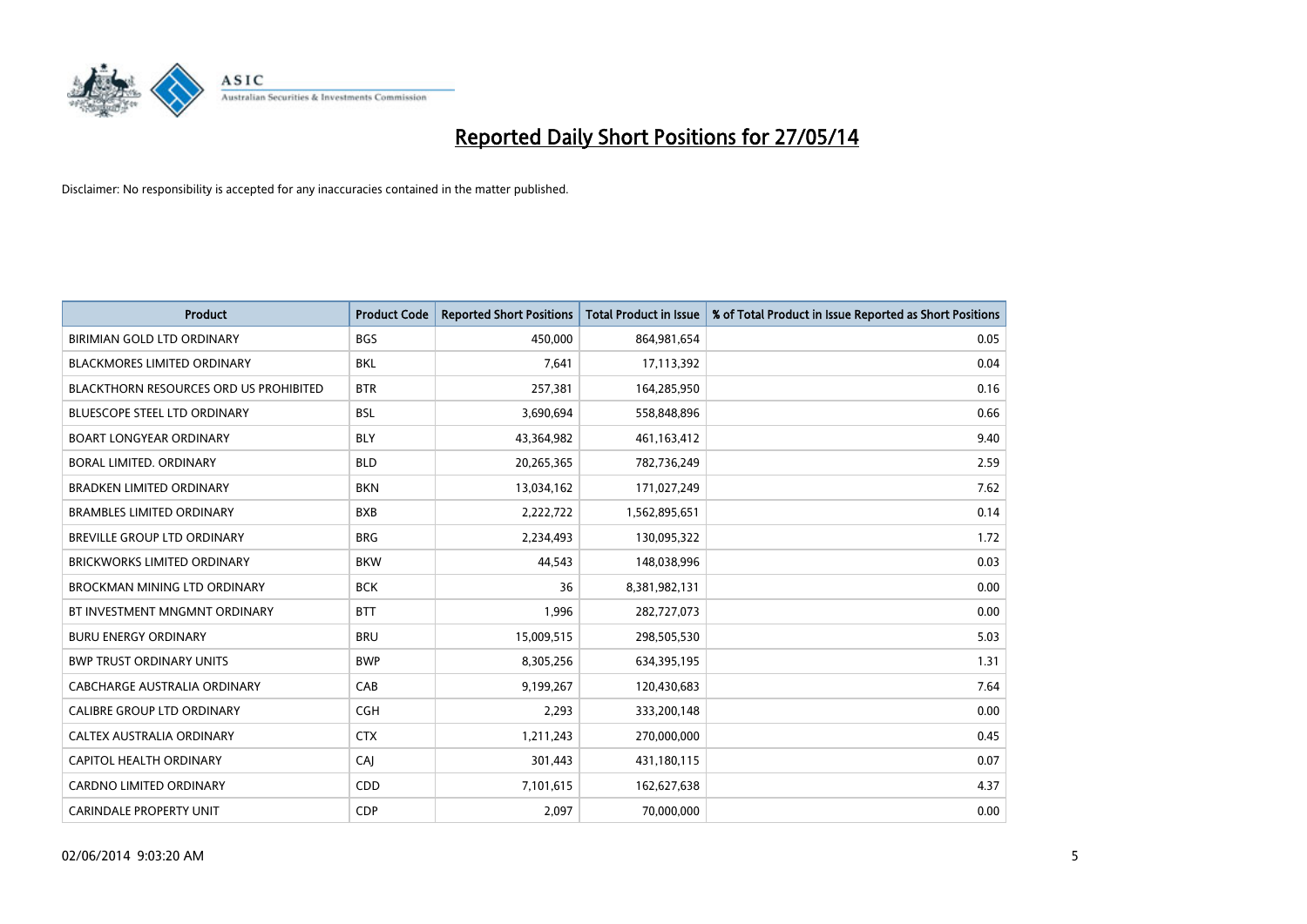# Reported Daily Short Positions for 27/05/14

Disclaimer: No responsibility is accepted for any inaccuracies contained in the matter published.

| Product | Product Code | Reported Short Positions | Total Product in Issue | % of Total Product in Issue Reported as Short Positions |
|---|---|---|---|---|
| BIRIMIAN GOLD LTD ORDINARY | BGS | 450,000 | 864,981,654 | 0.05 |
| BLACKMORES LIMITED ORDINARY | BKL | 7,641 | 17,113,392 | 0.04 |
| BLACKTHORN RESOURCES ORD US PROHIBITED | BTR | 257,381 | 164,285,950 | 0.16 |
| BLUESCOPE STEEL LTD ORDINARY | BSL | 3,690,694 | 558,848,896 | 0.66 |
| BOART LONGYEAR ORDINARY | BLY | 43,364,982 | 461,163,412 | 9.40 |
| BORAL LIMITED. ORDINARY | BLD | 20,265,365 | 782,736,249 | 2.59 |
| BRADKEN LIMITED ORDINARY | BKN | 13,034,162 | 171,027,249 | 7.62 |
| BRAMBLES LIMITED ORDINARY | BXB | 2,222,722 | 1,562,895,651 | 0.14 |
| BREVILLE GROUP LTD ORDINARY | BRG | 2,234,493 | 130,095,322 | 1.72 |
| BRICKWORKS LIMITED ORDINARY | BKW | 44,543 | 148,038,996 | 0.03 |
| BROCKMAN MINING LTD ORDINARY | BCK | 36 | 8,381,982,131 | 0.00 |
| BT INVESTMENT MNGMNT ORDINARY | BTT | 1,996 | 282,727,073 | 0.00 |
| BURU ENERGY ORDINARY | BRU | 15,009,515 | 298,505,530 | 5.03 |
| BWP TRUST ORDINARY UNITS | BWP | 8,305,256 | 634,395,195 | 1.31 |
| CABCHARGE AUSTRALIA ORDINARY | CAB | 9,199,267 | 120,430,683 | 7.64 |
| CALIBRE GROUP LTD ORDINARY | CGH | 2,293 | 333,200,148 | 0.00 |
| CALTEX AUSTRALIA ORDINARY | CTX | 1,211,243 | 270,000,000 | 0.45 |
| CAPITOL HEALTH ORDINARY | CAJ | 301,443 | 431,180,115 | 0.07 |
| CARDNO LIMITED ORDINARY | CDD | 7,101,615 | 162,627,638 | 4.37 |
| CARINDALE PROPERTY UNIT | CDP | 2,097 | 70,000,000 | 0.00 |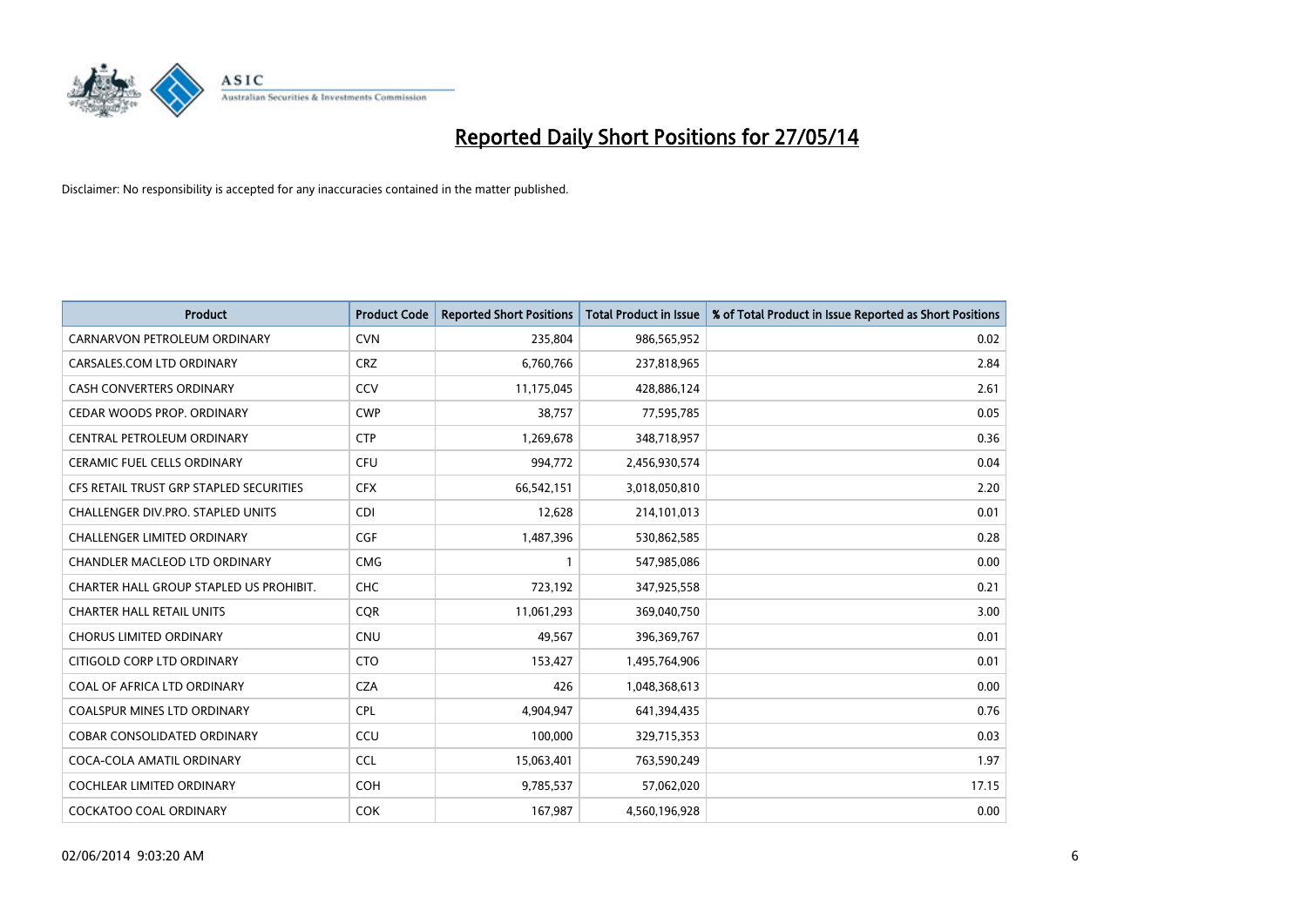# Reported Daily Short Positions for 27/05/14

Disclaimer: No responsibility is accepted for any inaccuracies contained in the matter published.

| Product | Product Code | Reported Short Positions | Total Product in Issue | % of Total Product in Issue Reported as Short Positions |
|---|---|---|---|---|
| CARNARVON PETROLEUM ORDINARY | CVN | 235,804 | 986,565,952 | 0.02 |
| CARSALES.COM LTD ORDINARY | CRZ | 6,760,766 | 237,818,965 | 2.84 |
| CASH CONVERTERS ORDINARY | CCV | 11,175,045 | 428,886,124 | 2.61 |
| CEDAR WOODS PROP. ORDINARY | CWP | 38,757 | 77,595,785 | 0.05 |
| CENTRAL PETROLEUM ORDINARY | CTP | 1,269,678 | 348,718,957 | 0.36 |
| CERAMIC FUEL CELLS ORDINARY | CFU | 994,772 | 2,456,930,574 | 0.04 |
| CFS RETAIL TRUST GRP STAPLED SECURITIES | CFX | 66,542,151 | 3,018,050,810 | 2.20 |
| CHALLENGER DIV.PRO. STAPLED UNITS | CDI | 12,628 | 214,101,013 | 0.01 |
| CHALLENGER LIMITED ORDINARY | CGF | 1,487,396 | 530,862,585 | 0.28 |
| CHANDLER MACLEOD LTD ORDINARY | CMG | 1 | 547,985,086 | 0.00 |
| CHARTER HALL GROUP STAPLED US PROHIBIT. | CHC | 723,192 | 347,925,558 | 0.21 |
| CHARTER HALL RETAIL UNITS | CQR | 11,061,293 | 369,040,750 | 3.00 |
| CHORUS LIMITED ORDINARY | CNU | 49,567 | 396,369,767 | 0.01 |
| CITIGOLD CORP LTD ORDINARY | CTO | 153,427 | 1,495,764,906 | 0.01 |
| COAL OF AFRICA LTD ORDINARY | CZA | 426 | 1,048,368,613 | 0.00 |
| COALSPUR MINES LTD ORDINARY | CPL | 4,904,947 | 641,394,435 | 0.76 |
| COBAR CONSOLIDATED ORDINARY | CCU | 100,000 | 329,715,353 | 0.03 |
| COCA-COLA AMATIL ORDINARY | CCL | 15,063,401 | 763,590,249 | 1.97 |
| COCHLEAR LIMITED ORDINARY | COH | 9,785,537 | 57,062,020 | 17.15 |
| COCKATOO COAL ORDINARY | COK | 167,987 | 4,560,196,928 | 0.00 |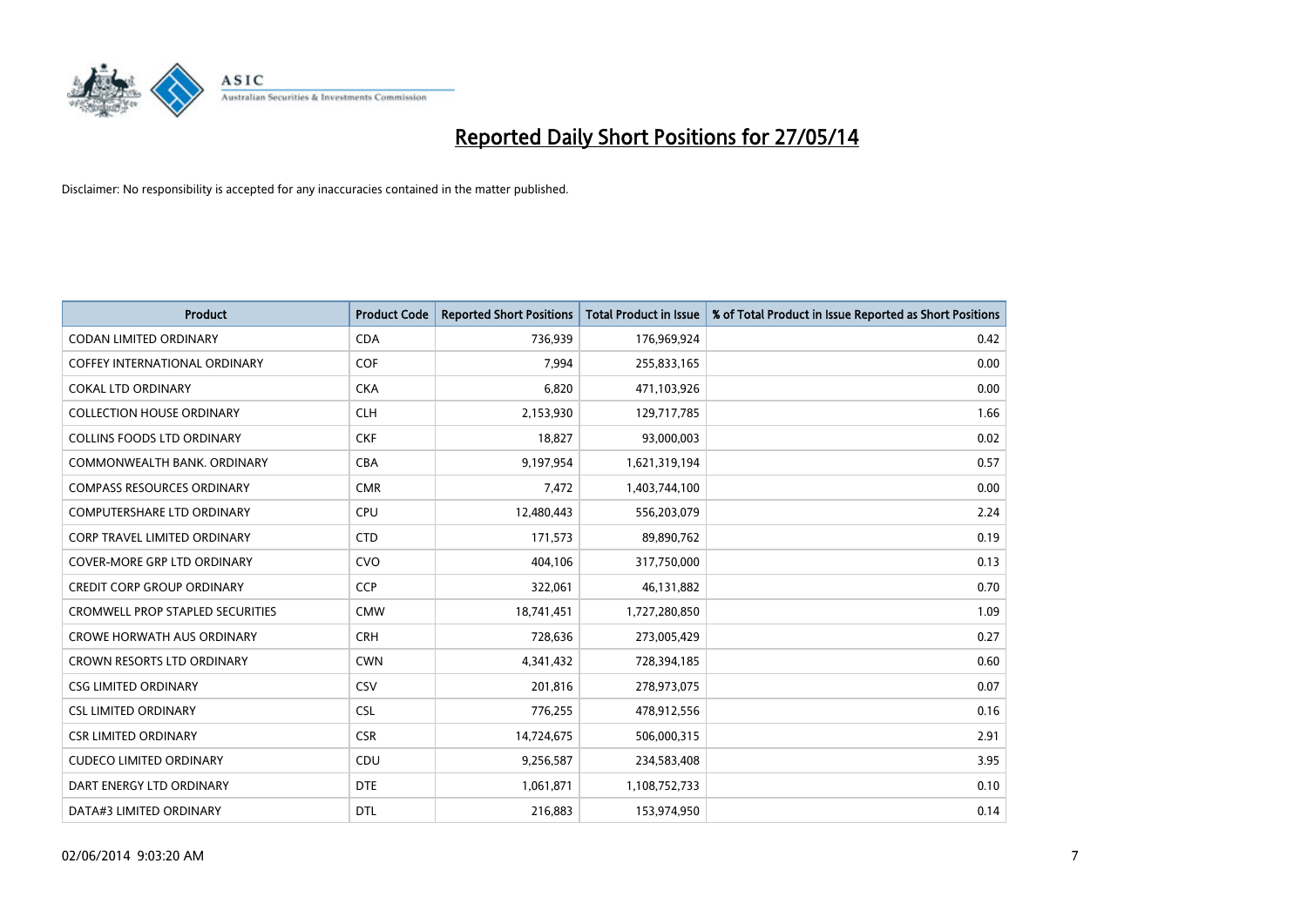# Reported Daily Short Positions for 27/05/14

Disclaimer: No responsibility is accepted for any inaccuracies contained in the matter published.

| Product | Product Code | Reported Short Positions | Total Product in Issue | % of Total Product in Issue Reported as Short Positions |
|---|---|---|---|---|
| CODAN LIMITED ORDINARY | CDA | 736,939 | 176,969,924 | 0.42 |
| COFFEY INTERNATIONAL ORDINARY | COF | 7,994 | 255,833,165 | 0.00 |
| COKAL LTD ORDINARY | CKA | 6,820 | 471,103,926 | 0.00 |
| COLLECTION HOUSE ORDINARY | CLH | 2,153,930 | 129,717,785 | 1.66 |
| COLLINS FOODS LTD ORDINARY | CKF | 18,827 | 93,000,003 | 0.02 |
| COMMONWEALTH BANK. ORDINARY | CBA | 9,197,954 | 1,621,319,194 | 0.57 |
| COMPASS RESOURCES ORDINARY | CMR | 7,472 | 1,403,744,100 | 0.00 |
| COMPUTERSHARE LTD ORDINARY | CPU | 12,480,443 | 556,203,079 | 2.24 |
| CORP TRAVEL LIMITED ORDINARY | CTD | 171,573 | 89,890,762 | 0.19 |
| COVER-MORE GRP LTD ORDINARY | CVO | 404,106 | 317,750,000 | 0.13 |
| CREDIT CORP GROUP ORDINARY | CCP | 322,061 | 46,131,882 | 0.70 |
| CROMWELL PROP STAPLED SECURITIES | CMW | 18,741,451 | 1,727,280,850 | 1.09 |
| CROWE HORWATH AUS ORDINARY | CRH | 728,636 | 273,005,429 | 0.27 |
| CROWN RESORTS LTD ORDINARY | CWN | 4,341,432 | 728,394,185 | 0.60 |
| CSG LIMITED ORDINARY | CSV | 201,816 | 278,973,075 | 0.07 |
| CSL LIMITED ORDINARY | CSL | 776,255 | 478,912,556 | 0.16 |
| CSR LIMITED ORDINARY | CSR | 14,724,675 | 506,000,315 | 2.91 |
| CUDECO LIMITED ORDINARY | CDU | 9,256,587 | 234,583,408 | 3.95 |
| DART ENERGY LTD ORDINARY | DTE | 1,061,871 | 1,108,752,733 | 0.10 |
| DATA#3 LIMITED ORDINARY | DTL | 216,883 | 153,974,950 | 0.14 |

02/06/2014 9:03:20 AM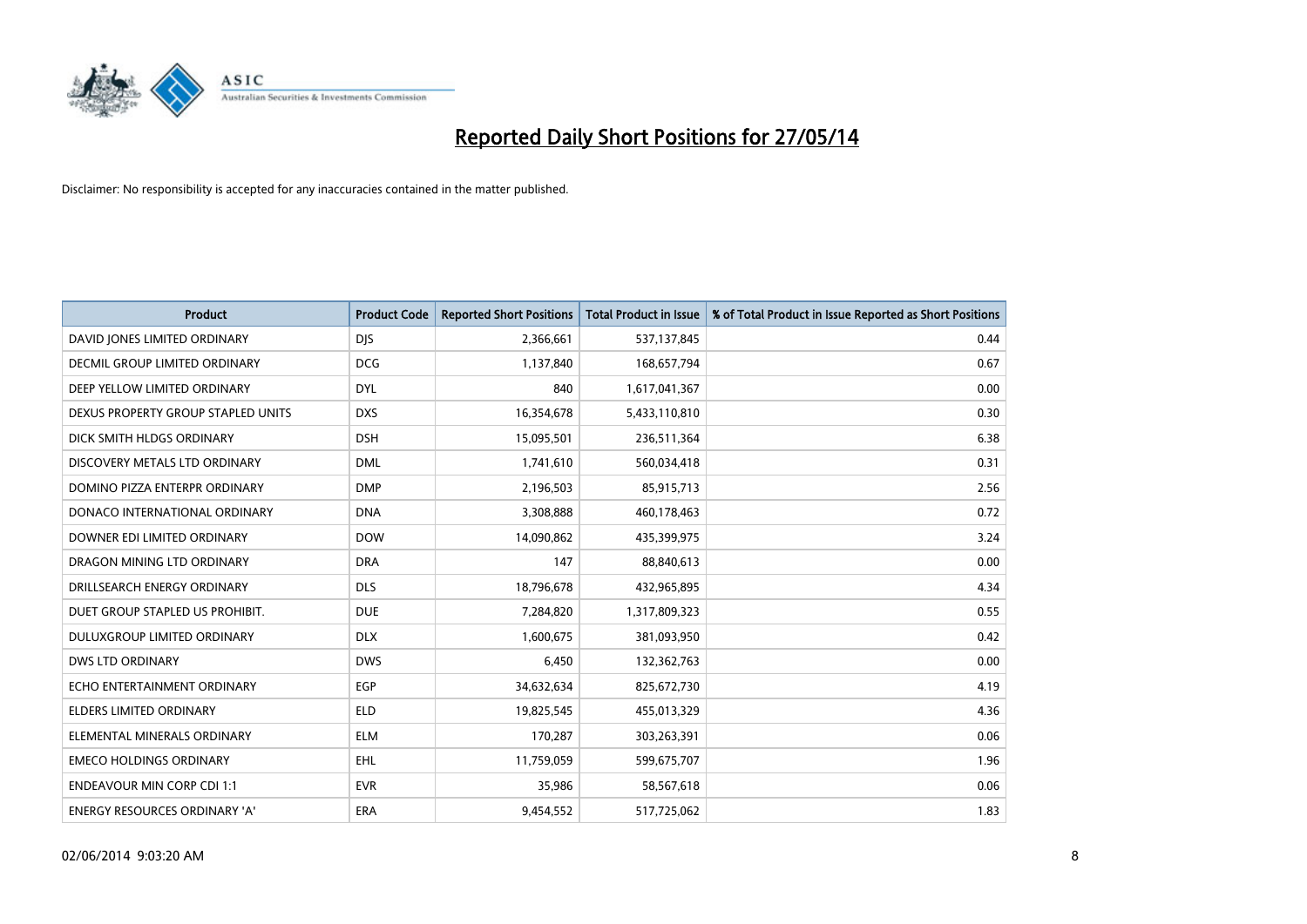# Reported Daily Short Positions for 27/05/14

Disclaimer: No responsibility is accepted for any inaccuracies contained in the matter published.

| Product | Product Code | Reported Short Positions | Total Product in Issue | % of Total Product in Issue Reported as Short Positions |
|---|---|---|---|---|
| DAVID JONES LIMITED ORDINARY | DJS | 2,366,661 | 537,137,845 | 0.44 |
| DECMIL GROUP LIMITED ORDINARY | DCG | 1,137,840 | 168,657,794 | 0.67 |
| DEEP YELLOW LIMITED ORDINARY | DYL | 840 | 1,617,041,367 | 0.00 |
| DEXUS PROPERTY GROUP STAPLED UNITS | DXS | 16,354,678 | 5,433,110,810 | 0.30 |
| DICK SMITH HLDGS ORDINARY | DSH | 15,095,501 | 236,511,364 | 6.38 |
| DISCOVERY METALS LTD ORDINARY | DML | 1,741,610 | 560,034,418 | 0.31 |
| DOMINO PIZZA ENTERPR ORDINARY | DMP | 2,196,503 | 85,915,713 | 2.56 |
| DONACO INTERNATIONAL ORDINARY | DNA | 3,308,888 | 460,178,463 | 0.72 |
| DOWNER EDI LIMITED ORDINARY | DOW | 14,090,862 | 435,399,975 | 3.24 |
| DRAGON MINING LTD ORDINARY | DRA | 147 | 88,840,613 | 0.00 |
| DRILLSEARCH ENERGY ORDINARY | DLS | 18,796,678 | 432,965,895 | 4.34 |
| DUET GROUP STAPLED US PROHIBIT. | DUE | 7,284,820 | 1,317,809,323 | 0.55 |
| DULUXGROUP LIMITED ORDINARY | DLX | 1,600,675 | 381,093,950 | 0.42 |
| DWS LTD ORDINARY | DWS | 6,450 | 132,362,763 | 0.00 |
| ECHO ENTERTAINMENT ORDINARY | EGP | 34,632,634 | 825,672,730 | 4.19 |
| ELDERS LIMITED ORDINARY | ELD | 19,825,545 | 455,013,329 | 4.36 |
| ELEMENTAL MINERALS ORDINARY | ELM | 170,287 | 303,263,391 | 0.06 |
| EMECO HOLDINGS ORDINARY | EHL | 11,759,059 | 599,675,707 | 1.96 |
| ENDEAVOUR MIN CORP CDI 1:1 | EVR | 35,986 | 58,567,618 | 0.06 |
| ENERGY RESOURCES ORDINARY 'A' | ERA | 9,454,552 | 517,725,062 | 1.83 |

02/06/2014 9:03:20 AM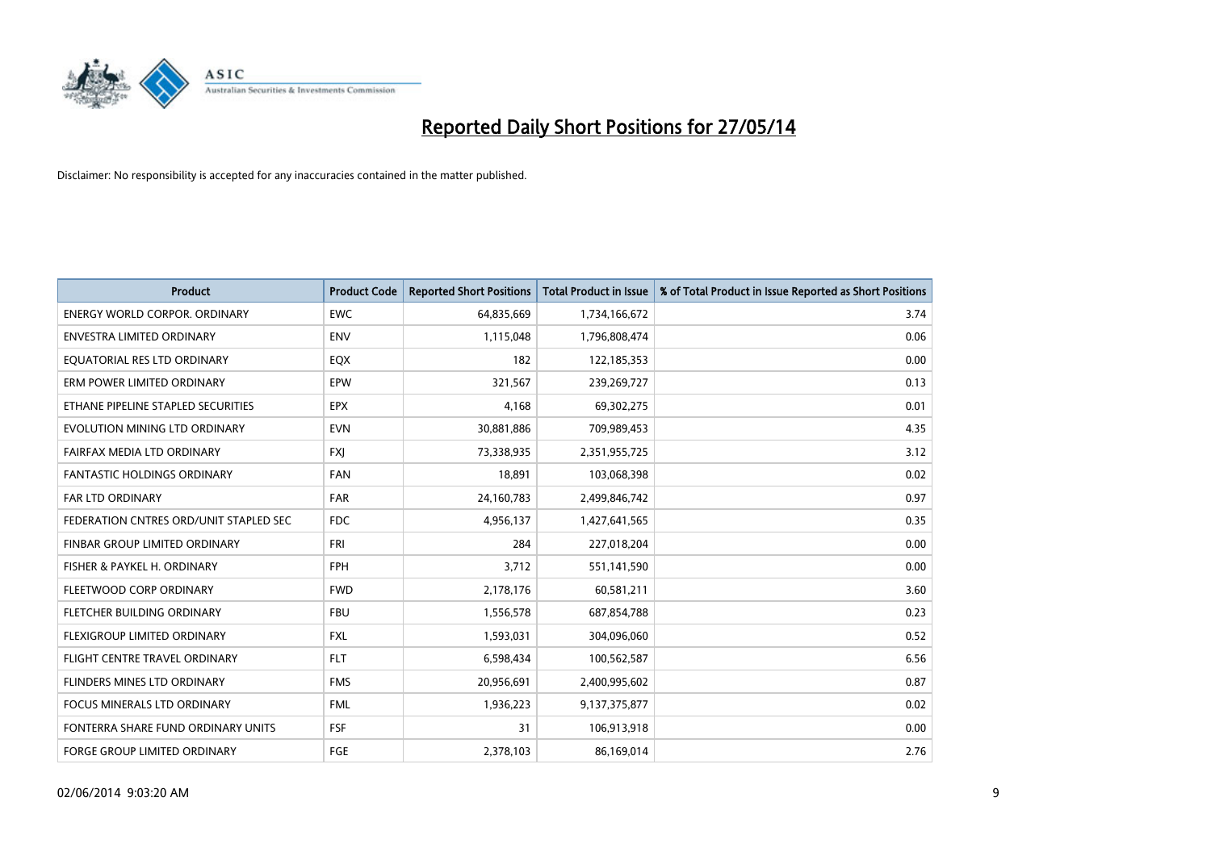# Reported Daily Short Positions for 27/05/14

Disclaimer: No responsibility is accepted for any inaccuracies contained in the matter published.

| Product | Product Code | Reported Short Positions | Total Product in Issue | % of Total Product in Issue Reported as Short Positions |
|---|---|---|---|---|
| ENERGY WORLD CORPOR. ORDINARY | EWC | 64,835,669 | 1,734,166,672 | 3.74 |
| ENVESTRA LIMITED ORDINARY | ENV | 1,115,048 | 1,796,808,474 | 0.06 |
| EQUATORIAL RES LTD ORDINARY | EQX | 182 | 122,185,353 | 0.00 |
| ERM POWER LIMITED ORDINARY | EPW | 321,567 | 239,269,727 | 0.13 |
| ETHANE PIPELINE STAPLED SECURITIES | EPX | 4,168 | 69,302,275 | 0.01 |
| EVOLUTION MINING LTD ORDINARY | EVN | 30,881,886 | 709,989,453 | 4.35 |
| FAIRFAX MEDIA LTD ORDINARY | FXJ | 73,338,935 | 2,351,955,725 | 3.12 |
| FANTASTIC HOLDINGS ORDINARY | FAN | 18,891 | 103,068,398 | 0.02 |
| FAR LTD ORDINARY | FAR | 24,160,783 | 2,499,846,742 | 0.97 |
| FEDERATION CNTRES ORD/UNIT STAPLED SEC | FDC | 4,956,137 | 1,427,641,565 | 0.35 |
| FINBAR GROUP LIMITED ORDINARY | FRI | 284 | 227,018,204 | 0.00 |
| FISHER & PAYKEL H. ORDINARY | FPH | 3,712 | 551,141,590 | 0.00 |
| FLEETWOOD CORP ORDINARY | FWD | 2,178,176 | 60,581,211 | 3.60 |
| FLETCHER BUILDING ORDINARY | FBU | 1,556,578 | 687,854,788 | 0.23 |
| FLEXIGROUP LIMITED ORDINARY | FXL | 1,593,031 | 304,096,060 | 0.52 |
| FLIGHT CENTRE TRAVEL ORDINARY | FLT | 6,598,434 | 100,562,587 | 6.56 |
| FLINDERS MINES LTD ORDINARY | FMS | 20,956,691 | 2,400,995,602 | 0.87 |
| FOCUS MINERALS LTD ORDINARY | FML | 1,936,223 | 9,137,375,877 | 0.02 |
| FONTERRA SHARE FUND ORDINARY UNITS | FSF | 31 | 106,913,918 | 0.00 |
| FORGE GROUP LIMITED ORDINARY | FGE | 2,378,103 | 86,169,014 | 2.76 |

02/06/2014 9:03:20 AM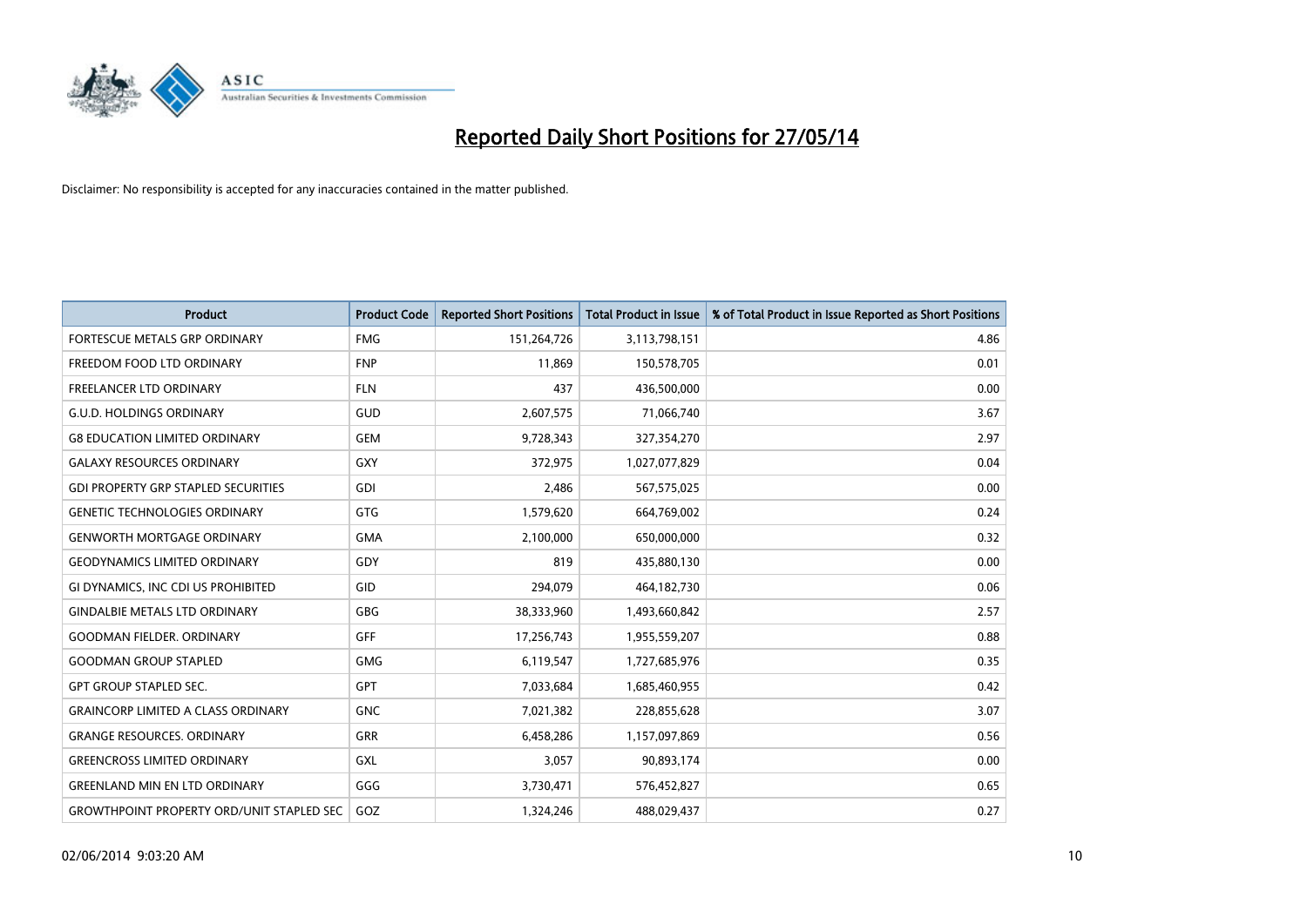# Reported Daily Short Positions for 27/05/14

Disclaimer: No responsibility is accepted for any inaccuracies contained in the matter published.

| Product | Product Code | Reported Short Positions | Total Product in Issue | % of Total Product in Issue Reported as Short Positions |
|---|---|---|---|---|
| FORTESCUE METALS GRP ORDINARY | FMG | 151,264,726 | 3,113,798,151 | 4.86 |
| FREEDOM FOOD LTD ORDINARY | FNP | 11,869 | 150,578,705 | 0.01 |
| FREELANCER LTD ORDINARY | FLN | 437 | 436,500,000 | 0.00 |
| G.U.D. HOLDINGS ORDINARY | GUD | 2,607,575 | 71,066,740 | 3.67 |
| G8 EDUCATION LIMITED ORDINARY | GEM | 9,728,343 | 327,354,270 | 2.97 |
| GALAXY RESOURCES ORDINARY | GXY | 372,975 | 1,027,077,829 | 0.04 |
| GDI PROPERTY GRP STAPLED SECURITIES | GDI | 2,486 | 567,575,025 | 0.00 |
| GENETIC TECHNOLOGIES ORDINARY | GTG | 1,579,620 | 664,769,002 | 0.24 |
| GENWORTH MORTGAGE ORDINARY | GMA | 2,100,000 | 650,000,000 | 0.32 |
| GEODYNAMICS LIMITED ORDINARY | GDY | 819 | 435,880,130 | 0.00 |
| GI DYNAMICS, INC CDI US PROHIBITED | GID | 294,079 | 464,182,730 | 0.06 |
| GINDALBIE METALS LTD ORDINARY | GBG | 38,333,960 | 1,493,660,842 | 2.57 |
| GOODMAN FIELDER. ORDINARY | GFF | 17,256,743 | 1,955,559,207 | 0.88 |
| GOODMAN GROUP STAPLED | GMG | 6,119,547 | 1,727,685,976 | 0.35 |
| GPT GROUP STAPLED SEC. | GPT | 7,033,684 | 1,685,460,955 | 0.42 |
| GRAINCORP LIMITED A CLASS ORDINARY | GNC | 7,021,382 | 228,855,628 | 3.07 |
| GRANGE RESOURCES. ORDINARY | GRR | 6,458,286 | 1,157,097,869 | 0.56 |
| GREENCROSS LIMITED ORDINARY | GXL | 3,057 | 90,893,174 | 0.00 |
| GREENLAND MIN EN LTD ORDINARY | GGG | 3,730,471 | 576,452,827 | 0.65 |
| GROWTHPOINT PROPERTY ORD/UNIT STAPLED SEC | GOZ | 1,324,246 | 488,029,437 | 0.27 |

02/06/2014 9:03:20 AM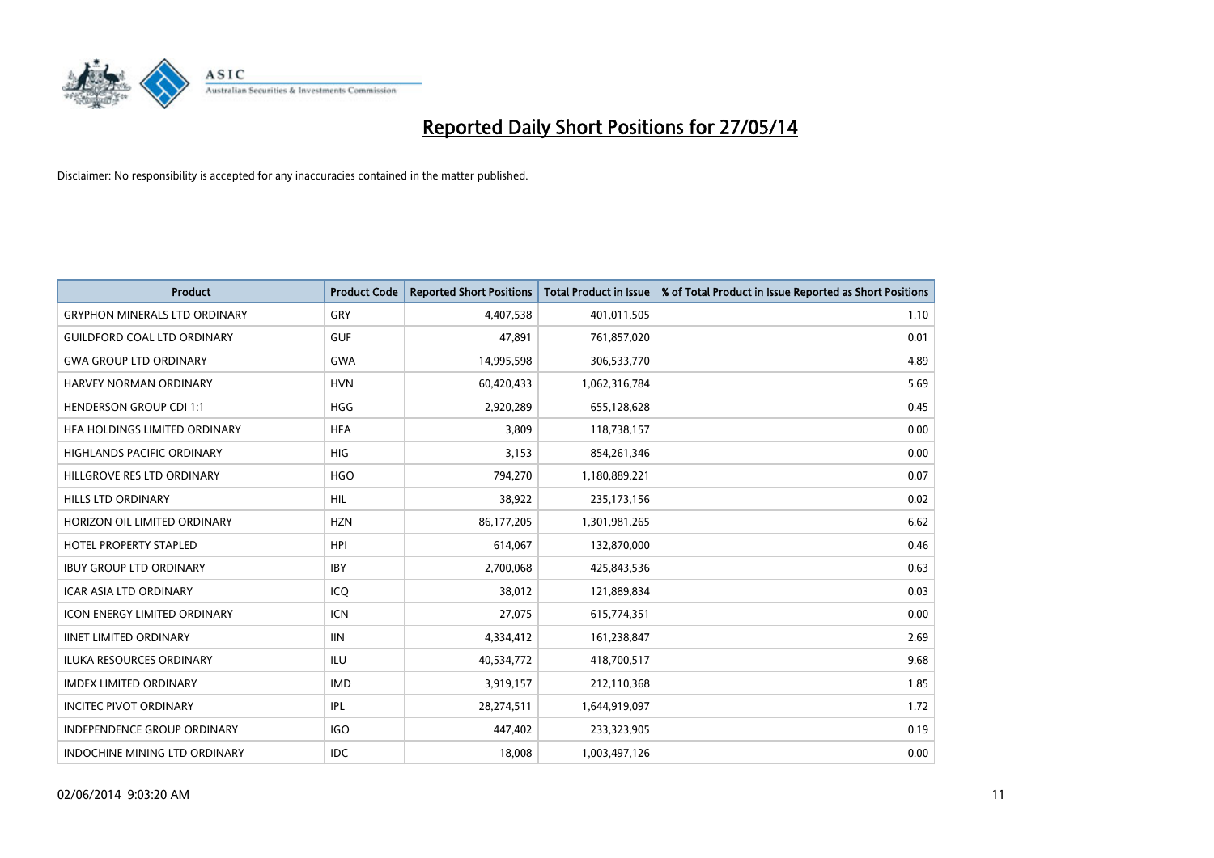# Reported Daily Short Positions for 27/05/14

Disclaimer: No responsibility is accepted for any inaccuracies contained in the matter published.

| Product | Product Code | Reported Short Positions | Total Product in Issue | % of Total Product in Issue Reported as Short Positions |
|---|---|---|---|---|
| GRYPHON MINERALS LTD ORDINARY | GRY | 4,407,538 | 401,011,505 | 1.10 |
| GUILDFORD COAL LTD ORDINARY | GUF | 47,891 | 761,857,020 | 0.01 |
| GWA GROUP LTD ORDINARY | GWA | 14,995,598 | 306,533,770 | 4.89 |
| HARVEY NORMAN ORDINARY | HVN | 60,420,433 | 1,062,316,784 | 5.69 |
| HENDERSON GROUP CDI 1:1 | HGG | 2,920,289 | 655,128,628 | 0.45 |
| HFA HOLDINGS LIMITED ORDINARY | HFA | 3,809 | 118,738,157 | 0.00 |
| HIGHLANDS PACIFIC ORDINARY | HIG | 3,153 | 854,261,346 | 0.00 |
| HILLGROVE RES LTD ORDINARY | HGO | 794,270 | 1,180,889,221 | 0.07 |
| HILLS LTD ORDINARY | HIL | 38,922 | 235,173,156 | 0.02 |
| HORIZON OIL LIMITED ORDINARY | HZN | 86,177,205 | 1,301,981,265 | 6.62 |
| HOTEL PROPERTY STAPLED | HPI | 614,067 | 132,870,000 | 0.46 |
| IBUY GROUP LTD ORDINARY | IBY | 2,700,068 | 425,843,536 | 0.63 |
| ICAR ASIA LTD ORDINARY | ICQ | 38,012 | 121,889,834 | 0.03 |
| ICON ENERGY LIMITED ORDINARY | ICN | 27,075 | 615,774,351 | 0.00 |
| IINET LIMITED ORDINARY | IIN | 4,334,412 | 161,238,847 | 2.69 |
| ILUKA RESOURCES ORDINARY | ILU | 40,534,772 | 418,700,517 | 9.68 |
| IMDEX LIMITED ORDINARY | IMD | 3,919,157 | 212,110,368 | 1.85 |
| INCITEC PIVOT ORDINARY | IPL | 28,274,511 | 1,644,919,097 | 1.72 |
| INDEPENDENCE GROUP ORDINARY | IGO | 447,402 | 233,323,905 | 0.19 |
| INDOCHINE MINING LTD ORDINARY | IDC | 18,008 | 1,003,497,126 | 0.00 |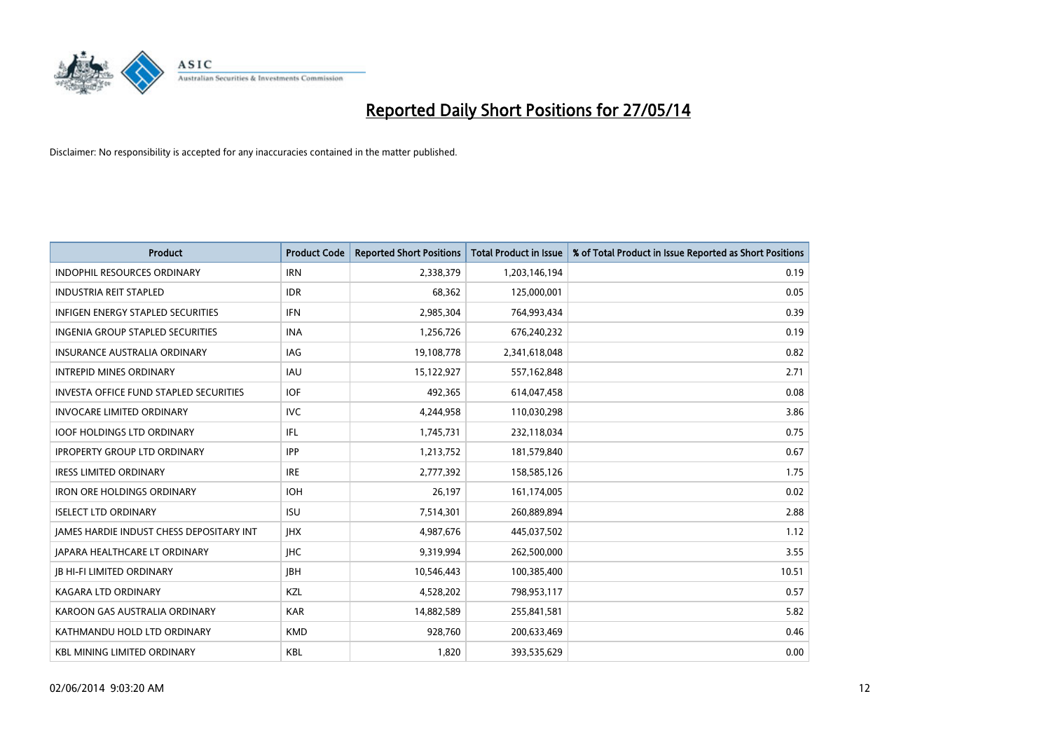# Reported Daily Short Positions for 27/05/14

Disclaimer: No responsibility is accepted for any inaccuracies contained in the matter published.

| Product | Product Code | Reported Short Positions | Total Product in Issue | % of Total Product in Issue Reported as Short Positions |
|---|---|---|---|---|
| INDOPHIL RESOURCES ORDINARY | IRN | 2,338,379 | 1,203,146,194 | 0.19 |
| INDUSTRIA REIT STAPLED | IDR | 68,362 | 125,000,001 | 0.05 |
| INFIGEN ENERGY STAPLED SECURITIES | IFN | 2,985,304 | 764,993,434 | 0.39 |
| INGENIA GROUP STAPLED SECURITIES | INA | 1,256,726 | 676,240,232 | 0.19 |
| INSURANCE AUSTRALIA ORDINARY | IAG | 19,108,778 | 2,341,618,048 | 0.82 |
| INTREPID MINES ORDINARY | IAU | 15,122,927 | 557,162,848 | 2.71 |
| INVESTA OFFICE FUND STAPLED SECURITIES | IOF | 492,365 | 614,047,458 | 0.08 |
| INVOCARE LIMITED ORDINARY | IVC | 4,244,958 | 110,030,298 | 3.86 |
| IOOF HOLDINGS LTD ORDINARY | IFL | 1,745,731 | 232,118,034 | 0.75 |
| IPROPERTY GROUP LTD ORDINARY | IPP | 1,213,752 | 181,579,840 | 0.67 |
| IRESS LIMITED ORDINARY | IRE | 2,777,392 | 158,585,126 | 1.75 |
| IRON ORE HOLDINGS ORDINARY | IOH | 26,197 | 161,174,005 | 0.02 |
| ISELECT LTD ORDINARY | ISU | 7,514,301 | 260,889,894 | 2.88 |
| JAMES HARDIE INDUST CHESS DEPOSITARY INT | JHX | 4,987,676 | 445,037,502 | 1.12 |
| JAPARA HEALTHCARE LT ORDINARY | JHC | 9,319,994 | 262,500,000 | 3.55 |
| JB HI-FI LIMITED ORDINARY | JBH | 10,546,443 | 100,385,400 | 10.51 |
| KAGARA LTD ORDINARY | KZL | 4,528,202 | 798,953,117 | 0.57 |
| KAROON GAS AUSTRALIA ORDINARY | KAR | 14,882,589 | 255,841,581 | 5.82 |
| KATHMANDU HOLD LTD ORDINARY | KMD | 928,760 | 200,633,469 | 0.46 |
| KBL MINING LIMITED ORDINARY | KBL | 1,820 | 393,535,629 | 0.00 |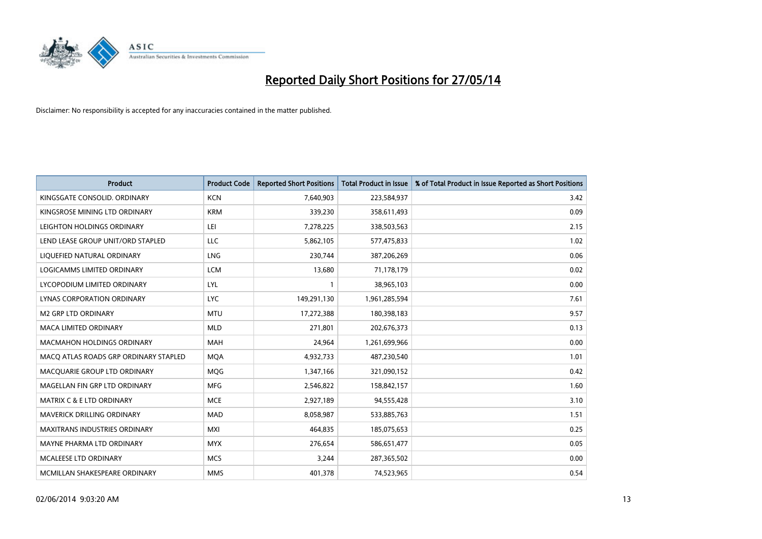# Reported Daily Short Positions for 27/05/14

Disclaimer: No responsibility is accepted for any inaccuracies contained in the matter published.

| Product | Product Code | Reported Short Positions | Total Product in Issue | % of Total Product in Issue Reported as Short Positions |
|---|---|---|---|---|
| KINGSGATE CONSOLID. ORDINARY | KCN | 7,640,903 | 223,584,937 | 3.42 |
| KINGSROSE MINING LTD ORDINARY | KRM | 339,230 | 358,611,493 | 0.09 |
| LEIGHTON HOLDINGS ORDINARY | LEI | 7,278,225 | 338,503,563 | 2.15 |
| LEND LEASE GROUP UNIT/ORD STAPLED | LLC | 5,862,105 | 577,475,833 | 1.02 |
| LIQUEFIED NATURAL ORDINARY | LNG | 230,744 | 387,206,269 | 0.06 |
| LOGICAMMS LIMITED ORDINARY | LCM | 13,680 | 71,178,179 | 0.02 |
| LYCOPODIUM LIMITED ORDINARY | LYL | 1 | 38,965,103 | 0.00 |
| LYNAS CORPORATION ORDINARY | LYC | 149,291,130 | 1,961,285,594 | 7.61 |
| M2 GRP LTD ORDINARY | MTU | 17,272,388 | 180,398,183 | 9.57 |
| MACA LIMITED ORDINARY | MLD | 271,801 | 202,676,373 | 0.13 |
| MACMAHON HOLDINGS ORDINARY | MAH | 24,964 | 1,261,699,966 | 0.00 |
| MACQ ATLAS ROADS GRP ORDINARY STAPLED | MQA | 4,932,733 | 487,230,540 | 1.01 |
| MACQUARIE GROUP LTD ORDINARY | MQG | 1,347,166 | 321,090,152 | 0.42 |
| MAGELLAN FIN GRP LTD ORDINARY | MFG | 2,546,822 | 158,842,157 | 1.60 |
| MATRIX C & E LTD ORDINARY | MCE | 2,927,189 | 94,555,428 | 3.10 |
| MAVERICK DRILLING ORDINARY | MAD | 8,058,987 | 533,885,763 | 1.51 |
| MAXITRANS INDUSTRIES ORDINARY | MXI | 464,835 | 185,075,653 | 0.25 |
| MAYNE PHARMA LTD ORDINARY | MYX | 276,654 | 586,651,477 | 0.05 |
| MCALEESE LTD ORDINARY | MCS | 3,244 | 287,365,502 | 0.00 |
| MCMILLAN SHAKESPEARE ORDINARY | MMS | 401,378 | 74,523,965 | 0.54 |

02/06/2014 9:03:20 AM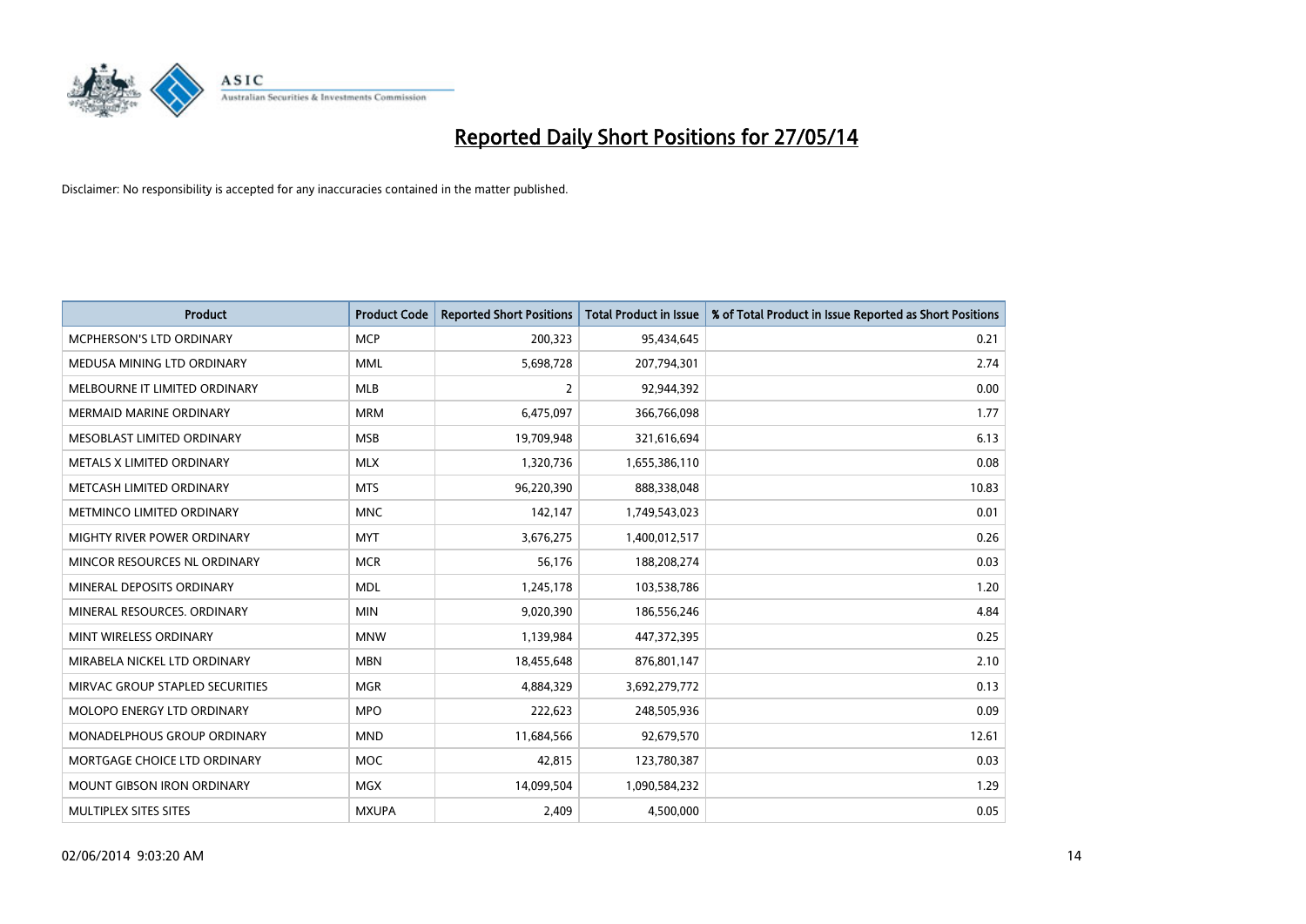# Reported Daily Short Positions for 27/05/14

Disclaimer: No responsibility is accepted for any inaccuracies contained in the matter published.

| Product | Product Code | Reported Short Positions | Total Product in Issue | % of Total Product in Issue Reported as Short Positions |
|---|---|---|---|---|
| MCPHERSON'S LTD ORDINARY | MCP | 200,323 | 95,434,645 | 0.21 |
| MEDUSA MINING LTD ORDINARY | MML | 5,698,728 | 207,794,301 | 2.74 |
| MELBOURNE IT LIMITED ORDINARY | MLB | 2 | 92,944,392 | 0.00 |
| MERMAID MARINE ORDINARY | MRM | 6,475,097 | 366,766,098 | 1.77 |
| MESOBLAST LIMITED ORDINARY | MSB | 19,709,948 | 321,616,694 | 6.13 |
| METALS X LIMITED ORDINARY | MLX | 1,320,736 | 1,655,386,110 | 0.08 |
| METCASH LIMITED ORDINARY | MTS | 96,220,390 | 888,338,048 | 10.83 |
| METMINCO LIMITED ORDINARY | MNC | 142,147 | 1,749,543,023 | 0.01 |
| MIGHTY RIVER POWER ORDINARY | MYT | 3,676,275 | 1,400,012,517 | 0.26 |
| MINCOR RESOURCES NL ORDINARY | MCR | 56,176 | 188,208,274 | 0.03 |
| MINERAL DEPOSITS ORDINARY | MDL | 1,245,178 | 103,538,786 | 1.20 |
| MINERAL RESOURCES. ORDINARY | MIN | 9,020,390 | 186,556,246 | 4.84 |
| MINT WIRELESS ORDINARY | MNW | 1,139,984 | 447,372,395 | 0.25 |
| MIRABELA NICKEL LTD ORDINARY | MBN | 18,455,648 | 876,801,147 | 2.10 |
| MIRVAC GROUP STAPLED SECURITIES | MGR | 4,884,329 | 3,692,279,772 | 0.13 |
| MOLOPO ENERGY LTD ORDINARY | MPO | 222,623 | 248,505,936 | 0.09 |
| MONADELPHOUS GROUP ORDINARY | MND | 11,684,566 | 92,679,570 | 12.61 |
| MORTGAGE CHOICE LTD ORDINARY | MOC | 42,815 | 123,780,387 | 0.03 |
| MOUNT GIBSON IRON ORDINARY | MGX | 14,099,504 | 1,090,584,232 | 1.29 |
| MULTIPLEX SITES SITES | MXUPA | 2,409 | 4,500,000 | 0.05 |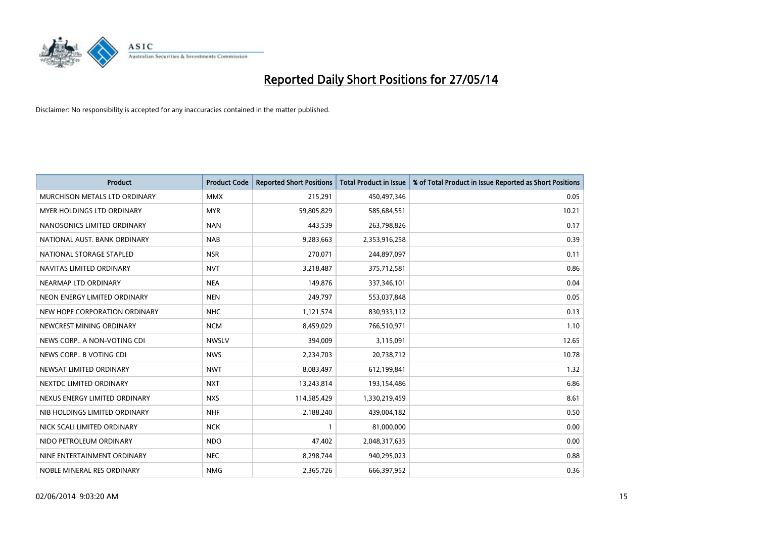# Reported Daily Short Positions for 27/05/14

Disclaimer: No responsibility is accepted for any inaccuracies contained in the matter published.

| Product | Product Code | Reported Short Positions | Total Product in Issue | % of Total Product in Issue Reported as Short Positions |
|---|---|---|---|---|
| MURCHISON METALS LTD ORDINARY | MMX | 215,291 | 450,497,346 | 0.05 |
| MYER HOLDINGS LTD ORDINARY | MYR | 59,805,829 | 585,684,551 | 10.21 |
| NANOSONICS LIMITED ORDINARY | NAN | 443,539 | 263,798,826 | 0.17 |
| NATIONAL AUST. BANK ORDINARY | NAB | 9,283,663 | 2,353,916,258 | 0.39 |
| NATIONAL STORAGE STAPLED | NSR | 270,071 | 244,897,097 | 0.11 |
| NAVITAS LIMITED ORDINARY | NVT | 3,218,487 | 375,712,581 | 0.86 |
| NEARMAP LTD ORDINARY | NEA | 149,876 | 337,346,101 | 0.04 |
| NEON ENERGY LIMITED ORDINARY | NEN | 249,797 | 553,037,848 | 0.05 |
| NEW HOPE CORPORATION ORDINARY | NHC | 1,121,574 | 830,933,112 | 0.13 |
| NEWCREST MINING ORDINARY | NCM | 8,459,029 | 766,510,971 | 1.10 |
| NEWS CORP.. A NON-VOTING CDI | NWSLV | 394,009 | 3,115,091 | 12.65 |
| NEWS CORP.. B VOTING CDI | NWS | 2,234,703 | 20,738,712 | 10.78 |
| NEWSAT LIMITED ORDINARY | NWT | 8,083,497 | 612,199,841 | 1.32 |
| NEXTDC LIMITED ORDINARY | NXT | 13,243,814 | 193,154,486 | 6.86 |
| NEXUS ENERGY LIMITED ORDINARY | NXS | 114,585,429 | 1,330,219,459 | 8.61 |
| NIB HOLDINGS LIMITED ORDINARY | NHF | 2,188,240 | 439,004,182 | 0.50 |
| NICK SCALI LIMITED ORDINARY | NCK | 1 | 81,000,000 | 0.00 |
| NIDO PETROLEUM ORDINARY | NDO | 47,402 | 2,048,317,635 | 0.00 |
| NINE ENTERTAINMENT ORDINARY | NEC | 8,298,744 | 940,295,023 | 0.88 |
| NOBLE MINERAL RES ORDINARY | NMG | 2,365,726 | 666,397,952 | 0.36 |

02/06/2014 9:03:20 AM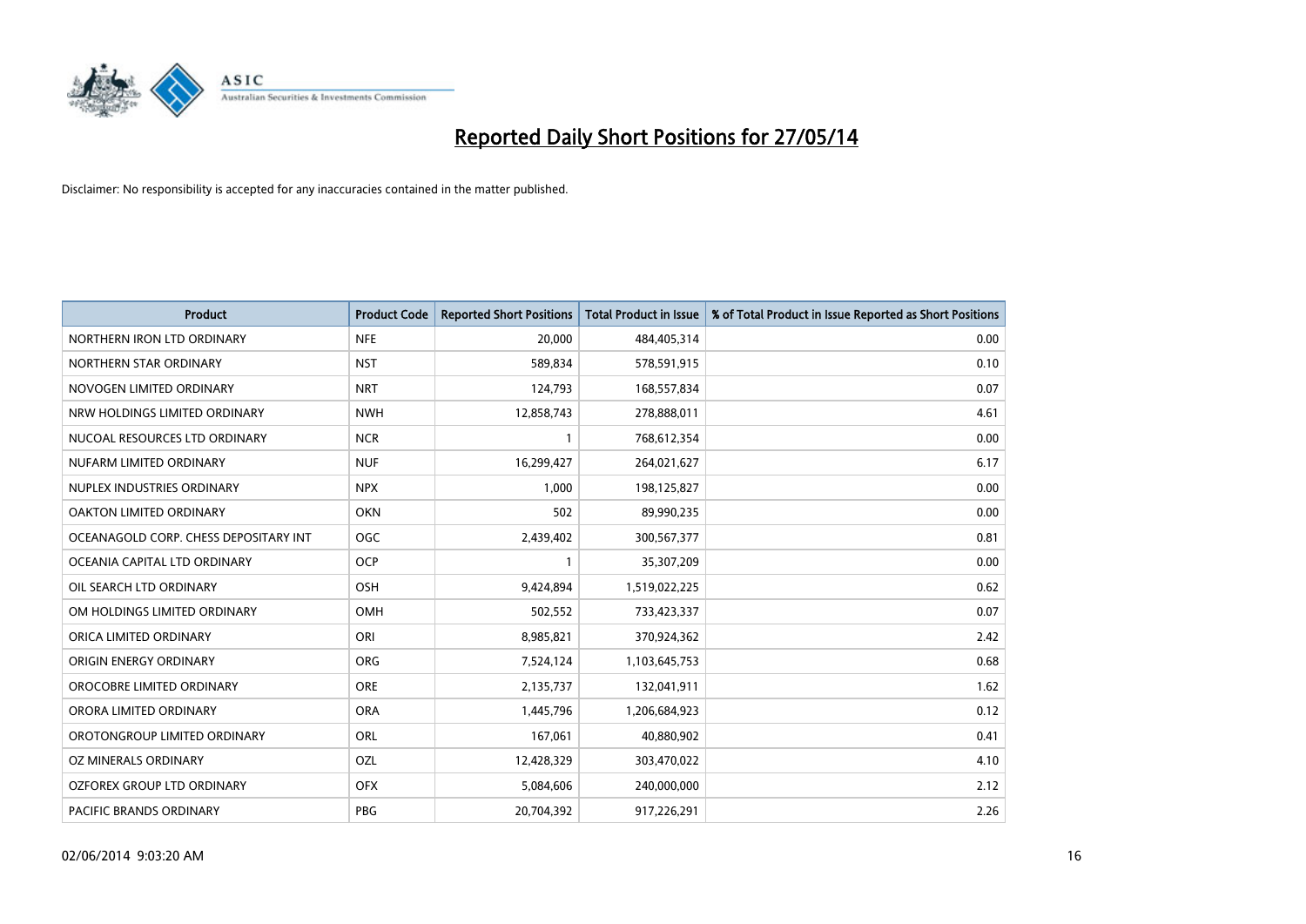# Reported Daily Short Positions for 27/05/14

Disclaimer: No responsibility is accepted for any inaccuracies contained in the matter published.

| Product | Product Code | Reported Short Positions | Total Product in Issue | % of Total Product in Issue Reported as Short Positions |
|---|---|---|---|---|
| NORTHERN IRON LTD ORDINARY | NFE | 20,000 | 484,405,314 | 0.00 |
| NORTHERN STAR ORDINARY | NST | 589,834 | 578,591,915 | 0.10 |
| NOVOGEN LIMITED ORDINARY | NRT | 124,793 | 168,557,834 | 0.07 |
| NRW HOLDINGS LIMITED ORDINARY | NWH | 12,858,743 | 278,888,011 | 4.61 |
| NUCOAL RESOURCES LTD ORDINARY | NCR | 1 | 768,612,354 | 0.00 |
| NUFARM LIMITED ORDINARY | NUF | 16,299,427 | 264,021,627 | 6.17 |
| NUPLEX INDUSTRIES ORDINARY | NPX | 1,000 | 198,125,827 | 0.00 |
| OAKTON LIMITED ORDINARY | OKN | 502 | 89,990,235 | 0.00 |
| OCEANAGOLD CORP. CHESS DEPOSITARY INT | OGC | 2,439,402 | 300,567,377 | 0.81 |
| OCEANIA CAPITAL LTD ORDINARY | OCP | 1 | 35,307,209 | 0.00 |
| OIL SEARCH LTD ORDINARY | OSH | 9,424,894 | 1,519,022,225 | 0.62 |
| OM HOLDINGS LIMITED ORDINARY | OMH | 502,552 | 733,423,337 | 0.07 |
| ORICA LIMITED ORDINARY | ORI | 8,985,821 | 370,924,362 | 2.42 |
| ORIGIN ENERGY ORDINARY | ORG | 7,524,124 | 1,103,645,753 | 0.68 |
| OROCOBRE LIMITED ORDINARY | ORE | 2,135,737 | 132,041,911 | 1.62 |
| ORORA LIMITED ORDINARY | ORA | 1,445,796 | 1,206,684,923 | 0.12 |
| OROTONGROUP LIMITED ORDINARY | ORL | 167,061 | 40,880,902 | 0.41 |
| OZ MINERALS ORDINARY | OZL | 12,428,329 | 303,470,022 | 4.10 |
| OZFOREX GROUP LTD ORDINARY | OFX | 5,084,606 | 240,000,000 | 2.12 |
| PACIFIC BRANDS ORDINARY | PBG | 20,704,392 | 917,226,291 | 2.26 |

02/06/2014 9:03:20 AM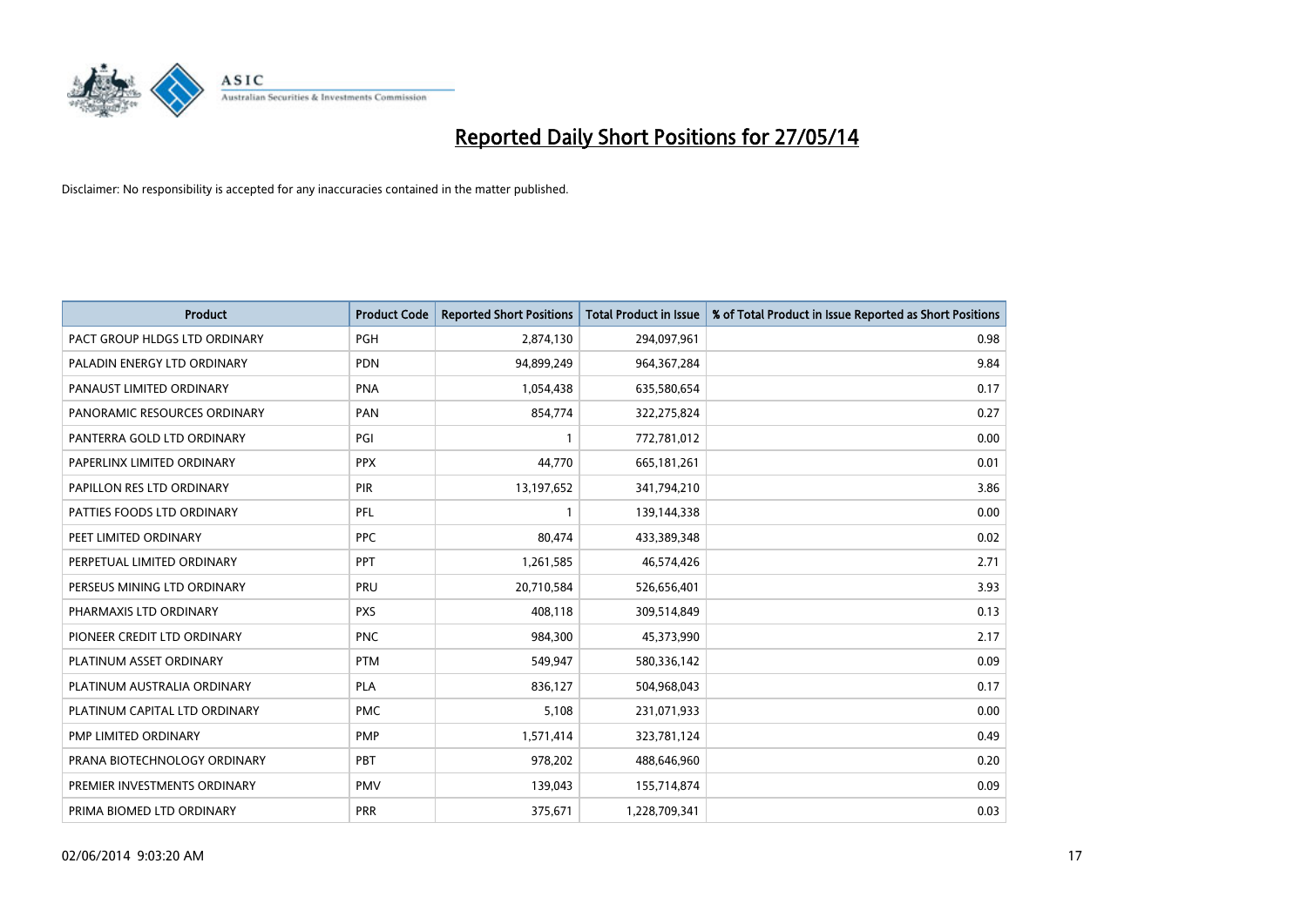# Reported Daily Short Positions for 27/05/14

Disclaimer: No responsibility is accepted for any inaccuracies contained in the matter published.

| Product | Product Code | Reported Short Positions | Total Product in Issue | % of Total Product in Issue Reported as Short Positions |
|---|---|---|---|---|
| PACT GROUP HLDGS LTD ORDINARY | PGH | 2,874,130 | 294,097,961 | 0.98 |
| PALADIN ENERGY LTD ORDINARY | PDN | 94,899,249 | 964,367,284 | 9.84 |
| PANAUST LIMITED ORDINARY | PNA | 1,054,438 | 635,580,654 | 0.17 |
| PANORAMIC RESOURCES ORDINARY | PAN | 854,774 | 322,275,824 | 0.27 |
| PANTERRA GOLD LTD ORDINARY | PGI | 1 | 772,781,012 | 0.00 |
| PAPERLINX LIMITED ORDINARY | PPX | 44,770 | 665,181,261 | 0.01 |
| PAPILLON RES LTD ORDINARY | PIR | 13,197,652 | 341,794,210 | 3.86 |
| PATTIES FOODS LTD ORDINARY | PFL | 1 | 139,144,338 | 0.00 |
| PEET LIMITED ORDINARY | PPC | 80,474 | 433,389,348 | 0.02 |
| PERPETUAL LIMITED ORDINARY | PPT | 1,261,585 | 46,574,426 | 2.71 |
| PERSEUS MINING LTD ORDINARY | PRU | 20,710,584 | 526,656,401 | 3.93 |
| PHARMAXIS LTD ORDINARY | PXS | 408,118 | 309,514,849 | 0.13 |
| PIONEER CREDIT LTD ORDINARY | PNC | 984,300 | 45,373,990 | 2.17 |
| PLATINUM ASSET ORDINARY | PTM | 549,947 | 580,336,142 | 0.09 |
| PLATINUM AUSTRALIA ORDINARY | PLA | 836,127 | 504,968,043 | 0.17 |
| PLATINUM CAPITAL LTD ORDINARY | PMC | 5,108 | 231,071,933 | 0.00 |
| PMP LIMITED ORDINARY | PMP | 1,571,414 | 323,781,124 | 0.49 |
| PRANA BIOTECHNOLOGY ORDINARY | PBT | 978,202 | 488,646,960 | 0.20 |
| PREMIER INVESTMENTS ORDINARY | PMV | 139,043 | 155,714,874 | 0.09 |
| PRIMA BIOMED LTD ORDINARY | PRR | 375,671 | 1,228,709,341 | 0.03 |

02/06/2014 9:03:20 AM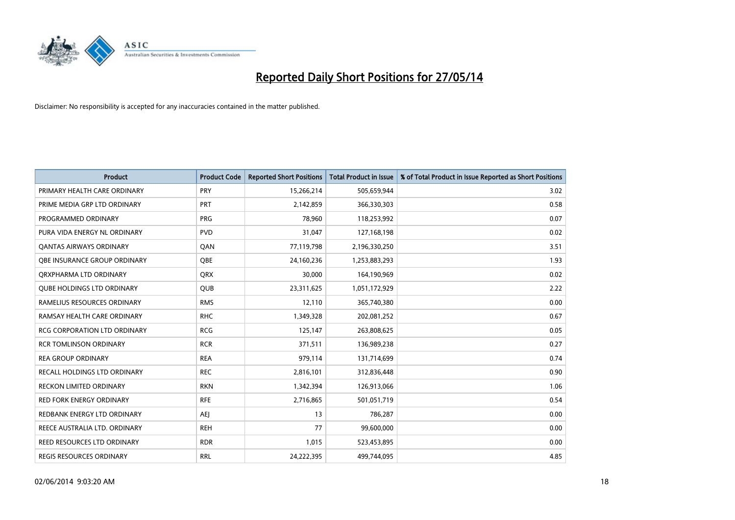# Reported Daily Short Positions for 27/05/14

Disclaimer: No responsibility is accepted for any inaccuracies contained in the matter published.

| Product | Product Code | Reported Short Positions | Total Product in Issue | % of Total Product in Issue Reported as Short Positions |
|---|---|---|---|---|
| PRIMARY HEALTH CARE ORDINARY | PRY | 15,266,214 | 505,659,944 | 3.02 |
| PRIME MEDIA GRP LTD ORDINARY | PRT | 2,142,859 | 366,330,303 | 0.58 |
| PROGRAMMED ORDINARY | PRG | 78,960 | 118,253,992 | 0.07 |
| PURA VIDA ENERGY NL ORDINARY | PVD | 31,047 | 127,168,198 | 0.02 |
| QANTAS AIRWAYS ORDINARY | QAN | 77,119,798 | 2,196,330,250 | 3.51 |
| QBE INSURANCE GROUP ORDINARY | QBE | 24,160,236 | 1,253,883,293 | 1.93 |
| QRXPHARMA LTD ORDINARY | QRX | 30,000 | 164,190,969 | 0.02 |
| QUBE HOLDINGS LTD ORDINARY | QUB | 23,311,625 | 1,051,172,929 | 2.22 |
| RAMELIUS RESOURCES ORDINARY | RMS | 12,110 | 365,740,380 | 0.00 |
| RAMSAY HEALTH CARE ORDINARY | RHC | 1,349,328 | 202,081,252 | 0.67 |
| RCG CORPORATION LTD ORDINARY | RCG | 125,147 | 263,808,625 | 0.05 |
| RCR TOMLINSON ORDINARY | RCR | 371,511 | 136,989,238 | 0.27 |
| REA GROUP ORDINARY | REA | 979,114 | 131,714,699 | 0.74 |
| RECALL HOLDINGS LTD ORDINARY | REC | 2,816,101 | 312,836,448 | 0.90 |
| RECKON LIMITED ORDINARY | RKN | 1,342,394 | 126,913,066 | 1.06 |
| RED FORK ENERGY ORDINARY | RFE | 2,716,865 | 501,051,719 | 0.54 |
| REDBANK ENERGY LTD ORDINARY | AEJ | 13 | 786,287 | 0.00 |
| REECE AUSTRALIA LTD. ORDINARY | REH | 77 | 99,600,000 | 0.00 |
| REED RESOURCES LTD ORDINARY | RDR | 1,015 | 523,453,895 | 0.00 |
| REGIS RESOURCES ORDINARY | RRL | 24,222,395 | 499,744,095 | 4.85 |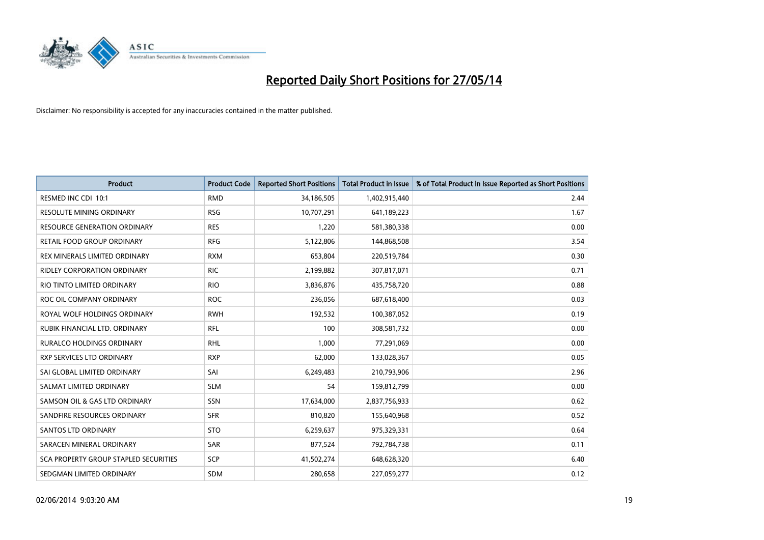# Reported Daily Short Positions for 27/05/14

Disclaimer: No responsibility is accepted for any inaccuracies contained in the matter published.

| Product | Product Code | Reported Short Positions | Total Product in Issue | % of Total Product in Issue Reported as Short Positions |
|---|---|---|---|---|
| RESMED INC CDI 10:1 | RMD | 34,186,505 | 1,402,915,440 | 2.44 |
| RESOLUTE MINING ORDINARY | RSG | 10,707,291 | 641,189,223 | 1.67 |
| RESOURCE GENERATION ORDINARY | RES | 1,220 | 581,380,338 | 0.00 |
| RETAIL FOOD GROUP ORDINARY | RFG | 5,122,806 | 144,868,508 | 3.54 |
| REX MINERALS LIMITED ORDINARY | RXM | 653,804 | 220,519,784 | 0.30 |
| RIDLEY CORPORATION ORDINARY | RIC | 2,199,882 | 307,817,071 | 0.71 |
| RIO TINTO LIMITED ORDINARY | RIO | 3,836,876 | 435,758,720 | 0.88 |
| ROC OIL COMPANY ORDINARY | ROC | 236,056 | 687,618,400 | 0.03 |
| ROYAL WOLF HOLDINGS ORDINARY | RWH | 192,532 | 100,387,052 | 0.19 |
| RUBIK FINANCIAL LTD. ORDINARY | RFL | 100 | 308,581,732 | 0.00 |
| RURALCO HOLDINGS ORDINARY | RHL | 1,000 | 77,291,069 | 0.00 |
| RXP SERVICES LTD ORDINARY | RXP | 62,000 | 133,028,367 | 0.05 |
| SAI GLOBAL LIMITED ORDINARY | SAI | 6,249,483 | 210,793,906 | 2.96 |
| SALMAT LIMITED ORDINARY | SLM | 54 | 159,812,799 | 0.00 |
| SAMSON OIL & GAS LTD ORDINARY | SSN | 17,634,000 | 2,837,756,933 | 0.62 |
| SANDFIRE RESOURCES ORDINARY | SFR | 810,820 | 155,640,968 | 0.52 |
| SANTOS LTD ORDINARY | STO | 6,259,637 | 975,329,331 | 0.64 |
| SARACEN MINERAL ORDINARY | SAR | 877,524 | 792,784,738 | 0.11 |
| SCA PROPERTY GROUP STAPLED SECURITIES | SCP | 41,502,274 | 648,628,320 | 6.40 |
| SEDGMAN LIMITED ORDINARY | SDM | 280,658 | 227,059,277 | 0.12 |

02/06/2014 9:03:20 AM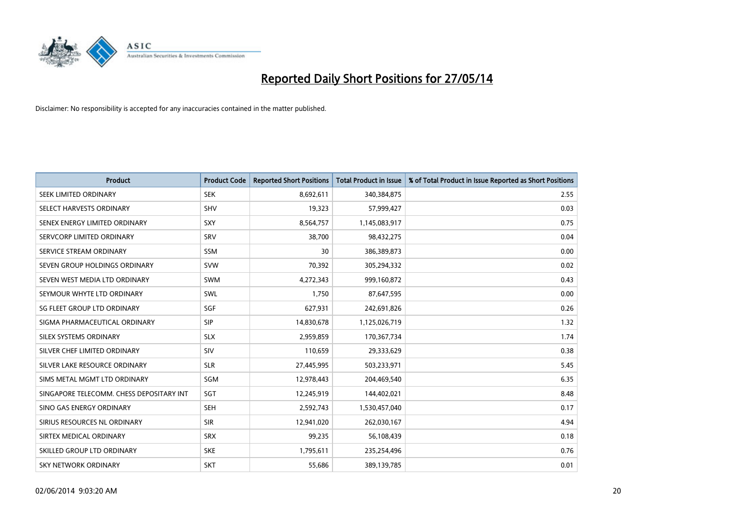# Reported Daily Short Positions for 27/05/14

Disclaimer: No responsibility is accepted for any inaccuracies contained in the matter published.

| Product | Product Code | Reported Short Positions | Total Product in Issue | % of Total Product in Issue Reported as Short Positions |
|---|---|---|---|---|
| SEEK LIMITED ORDINARY | SEK | 8,692,611 | 340,384,875 | 2.55 |
| SELECT HARVESTS ORDINARY | SHV | 19,323 | 57,999,427 | 0.03 |
| SENEX ENERGY LIMITED ORDINARY | SXY | 8,564,757 | 1,145,083,917 | 0.75 |
| SERVCORP LIMITED ORDINARY | SRV | 38,700 | 98,432,275 | 0.04 |
| SERVICE STREAM ORDINARY | SSM | 30 | 386,389,873 | 0.00 |
| SEVEN GROUP HOLDINGS ORDINARY | SVW | 70,392 | 305,294,332 | 0.02 |
| SEVEN WEST MEDIA LTD ORDINARY | SWM | 4,272,343 | 999,160,872 | 0.43 |
| SEYMOUR WHYTE LTD ORDINARY | SWL | 1,750 | 87,647,595 | 0.00 |
| SG FLEET GROUP LTD ORDINARY | SGF | 627,931 | 242,691,826 | 0.26 |
| SIGMA PHARMACEUTICAL ORDINARY | SIP | 14,830,678 | 1,125,026,719 | 1.32 |
| SILEX SYSTEMS ORDINARY | SLX | 2,959,859 | 170,367,734 | 1.74 |
| SILVER CHEF LIMITED ORDINARY | SIV | 110,659 | 29,333,629 | 0.38 |
| SILVER LAKE RESOURCE ORDINARY | SLR | 27,445,995 | 503,233,971 | 5.45 |
| SIMS METAL MGMT LTD ORDINARY | SGM | 12,978,443 | 204,469,540 | 6.35 |
| SINGAPORE TELECOMM. CHESS DEPOSITARY INT | SGT | 12,245,919 | 144,402,021 | 8.48 |
| SINO GAS ENERGY ORDINARY | SEH | 2,592,743 | 1,530,457,040 | 0.17 |
| SIRIUS RESOURCES NL ORDINARY | SIR | 12,941,020 | 262,030,167 | 4.94 |
| SIRTEX MEDICAL ORDINARY | SRX | 99,235 | 56,108,439 | 0.18 |
| SKILLED GROUP LTD ORDINARY | SKE | 1,795,611 | 235,254,496 | 0.76 |
| SKY NETWORK ORDINARY | SKT | 55,686 | 389,139,785 | 0.01 |

02/06/2014 9:03:20 AM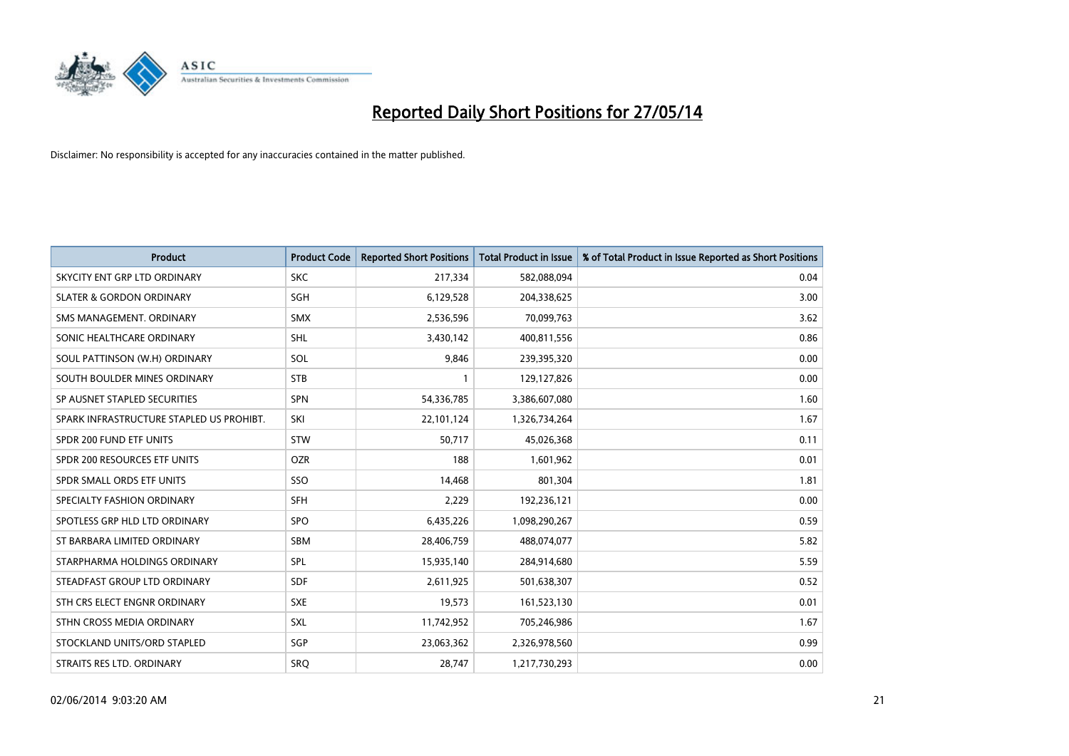# Reported Daily Short Positions for 27/05/14

Disclaimer: No responsibility is accepted for any inaccuracies contained in the matter published.

| Product | Product Code | Reported Short Positions | Total Product in Issue | % of Total Product in Issue Reported as Short Positions |
|---|---|---|---|---|
| SKYCITY ENT GRP LTD ORDINARY | SKC | 217,334 | 582,088,094 | 0.04 |
| SLATER & GORDON ORDINARY | SGH | 6,129,528 | 204,338,625 | 3.00 |
| SMS MANAGEMENT. ORDINARY | SMX | 2,536,596 | 70,099,763 | 3.62 |
| SONIC HEALTHCARE ORDINARY | SHL | 3,430,142 | 400,811,556 | 0.86 |
| SOUL PATTINSON (W.H) ORDINARY | SOL | 9,846 | 239,395,320 | 0.00 |
| SOUTH BOULDER MINES ORDINARY | STB | 1 | 129,127,826 | 0.00 |
| SP AUSNET STAPLED SECURITIES | SPN | 54,336,785 | 3,386,607,080 | 1.60 |
| SPARK INFRASTRUCTURE STAPLED US PROHIBT. | SKI | 22,101,124 | 1,326,734,264 | 1.67 |
| SPDR 200 FUND ETF UNITS | STW | 50,717 | 45,026,368 | 0.11 |
| SPDR 200 RESOURCES ETF UNITS | OZR | 188 | 1,601,962 | 0.01 |
| SPDR SMALL ORDS ETF UNITS | SSO | 14,468 | 801,304 | 1.81 |
| SPECIALTY FASHION ORDINARY | SFH | 2,229 | 192,236,121 | 0.00 |
| SPOTLESS GRP HLD LTD ORDINARY | SPO | 6,435,226 | 1,098,290,267 | 0.59 |
| ST BARBARA LIMITED ORDINARY | SBM | 28,406,759 | 488,074,077 | 5.82 |
| STARPHARMA HOLDINGS ORDINARY | SPL | 15,935,140 | 284,914,680 | 5.59 |
| STEADFAST GROUP LTD ORDINARY | SDF | 2,611,925 | 501,638,307 | 0.52 |
| STH CRS ELECT ENGNR ORDINARY | SXE | 19,573 | 161,523,130 | 0.01 |
| STHN CROSS MEDIA ORDINARY | SXL | 11,742,952 | 705,246,986 | 1.67 |
| STOCKLAND UNITS/ORD STAPLED | SGP | 23,063,362 | 2,326,978,560 | 0.99 |
| STRAITS RES LTD. ORDINARY | SRQ | 28,747 | 1,217,730,293 | 0.00 |

02/06/2014 9:03:20 AM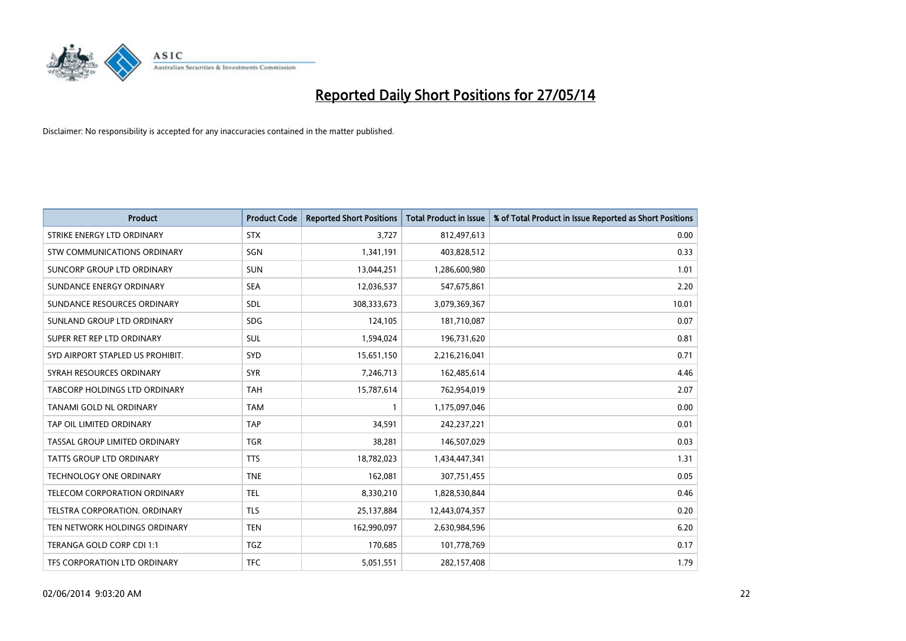# Reported Daily Short Positions for 27/05/14

Disclaimer: No responsibility is accepted for any inaccuracies contained in the matter published.

| Product | Product Code | Reported Short Positions | Total Product in Issue | % of Total Product in Issue Reported as Short Positions |
|---|---|---|---|---|
| STRIKE ENERGY LTD ORDINARY | STX | 3,727 | 812,497,613 | 0.00 |
| STW COMMUNICATIONS ORDINARY | SGN | 1,341,191 | 403,828,512 | 0.33 |
| SUNCORP GROUP LTD ORDINARY | SUN | 13,044,251 | 1,286,600,980 | 1.01 |
| SUNDANCE ENERGY ORDINARY | SEA | 12,036,537 | 547,675,861 | 2.20 |
| SUNDANCE RESOURCES ORDINARY | SDL | 308,333,673 | 3,079,369,367 | 10.01 |
| SUNLAND GROUP LTD ORDINARY | SDG | 124,105 | 181,710,087 | 0.07 |
| SUPER RET REP LTD ORDINARY | SUL | 1,594,024 | 196,731,620 | 0.81 |
| SYD AIRPORT STAPLED US PROHIBIT. | SYD | 15,651,150 | 2,216,216,041 | 0.71 |
| SYRAH RESOURCES ORDINARY | SYR | 7,246,713 | 162,485,614 | 4.46 |
| TABCORP HOLDINGS LTD ORDINARY | TAH | 15,787,614 | 762,954,019 | 2.07 |
| TANAMI GOLD NL ORDINARY | TAM | 1 | 1,175,097,046 | 0.00 |
| TAP OIL LIMITED ORDINARY | TAP | 34,591 | 242,237,221 | 0.01 |
| TASSAL GROUP LIMITED ORDINARY | TGR | 38,281 | 146,507,029 | 0.03 |
| TATTS GROUP LTD ORDINARY | TTS | 18,782,023 | 1,434,447,341 | 1.31 |
| TECHNOLOGY ONE ORDINARY | TNE | 162,081 | 307,751,455 | 0.05 |
| TELECOM CORPORATION ORDINARY | TEL | 8,330,210 | 1,828,530,844 | 0.46 |
| TELSTRA CORPORATION. ORDINARY | TLS | 25,137,884 | 12,443,074,357 | 0.20 |
| TEN NETWORK HOLDINGS ORDINARY | TEN | 162,990,097 | 2,630,984,596 | 6.20 |
| TERANGA GOLD CORP CDI 1:1 | TGZ | 170,685 | 101,778,769 | 0.17 |
| TFS CORPORATION LTD ORDINARY | TFC | 5,051,551 | 282,157,408 | 1.79 |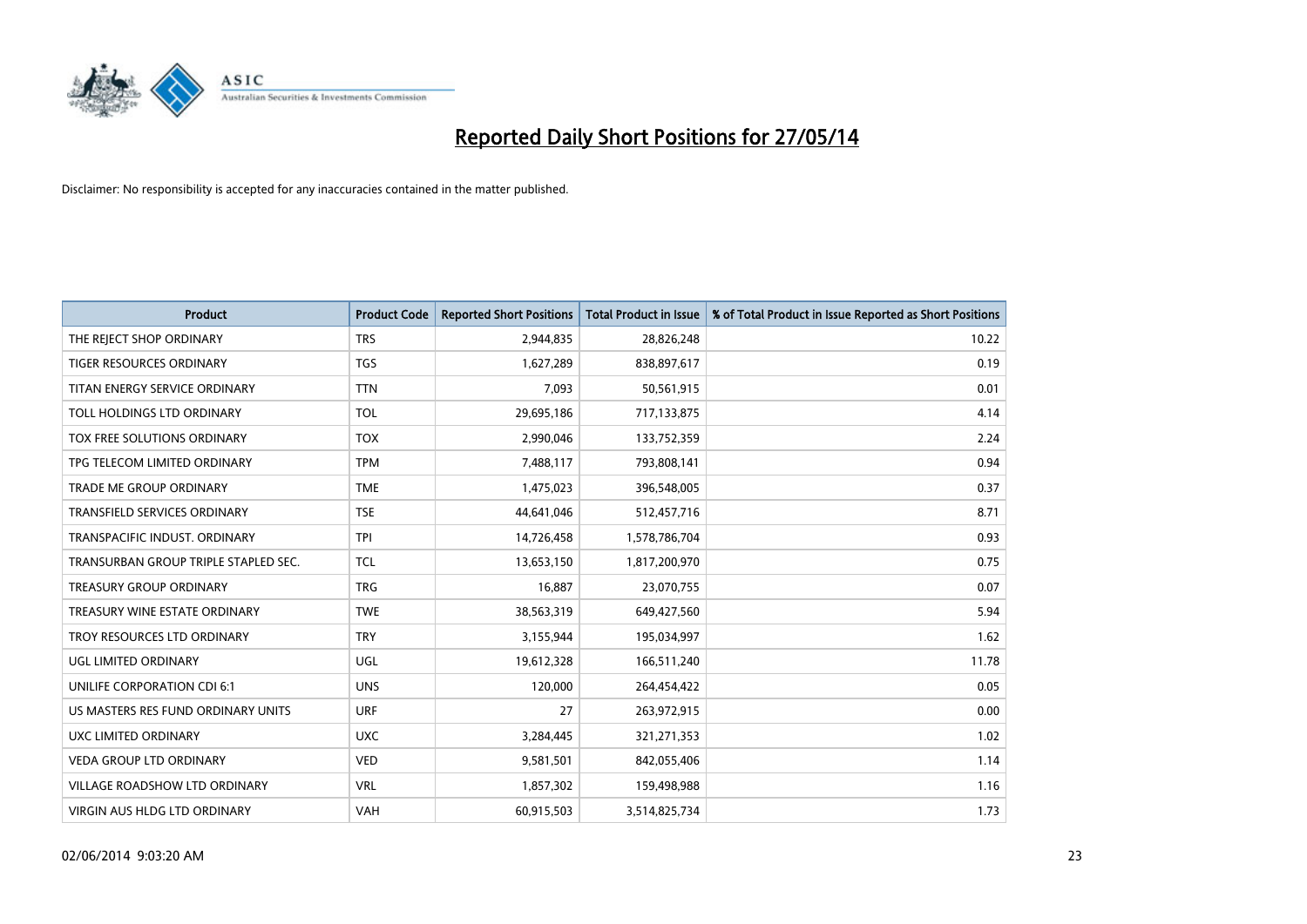# Reported Daily Short Positions for 27/05/14

Disclaimer: No responsibility is accepted for any inaccuracies contained in the matter published.

| Product | Product Code | Reported Short Positions | Total Product in Issue | % of Total Product in Issue Reported as Short Positions |
|---|---|---|---|---|
| THE REJECT SHOP ORDINARY | TRS | 2,944,835 | 28,826,248 | 10.22 |
| TIGER RESOURCES ORDINARY | TGS | 1,627,289 | 838,897,617 | 0.19 |
| TITAN ENERGY SERVICE ORDINARY | TTN | 7,093 | 50,561,915 | 0.01 |
| TOLL HOLDINGS LTD ORDINARY | TOL | 29,695,186 | 717,133,875 | 4.14 |
| TOX FREE SOLUTIONS ORDINARY | TOX | 2,990,046 | 133,752,359 | 2.24 |
| TPG TELECOM LIMITED ORDINARY | TPM | 7,488,117 | 793,808,141 | 0.94 |
| TRADE ME GROUP ORDINARY | TME | 1,475,023 | 396,548,005 | 0.37 |
| TRANSFIELD SERVICES ORDINARY | TSE | 44,641,046 | 512,457,716 | 8.71 |
| TRANSPACIFIC INDUST. ORDINARY | TPI | 14,726,458 | 1,578,786,704 | 0.93 |
| TRANSURBAN GROUP TRIPLE STAPLED SEC. | TCL | 13,653,150 | 1,817,200,970 | 0.75 |
| TREASURY GROUP ORDINARY | TRG | 16,887 | 23,070,755 | 0.07 |
| TREASURY WINE ESTATE ORDINARY | TWE | 38,563,319 | 649,427,560 | 5.94 |
| TROY RESOURCES LTD ORDINARY | TRY | 3,155,944 | 195,034,997 | 1.62 |
| UGL LIMITED ORDINARY | UGL | 19,612,328 | 166,511,240 | 11.78 |
| UNILIFE CORPORATION CDI 6:1 | UNS | 120,000 | 264,454,422 | 0.05 |
| US MASTERS RES FUND ORDINARY UNITS | URF | 27 | 263,972,915 | 0.00 |
| UXC LIMITED ORDINARY | UXC | 3,284,445 | 321,271,353 | 1.02 |
| VEDA GROUP LTD ORDINARY | VED | 9,581,501 | 842,055,406 | 1.14 |
| VILLAGE ROADSHOW LTD ORDINARY | VRL | 1,857,302 | 159,498,988 | 1.16 |
| VIRGIN AUS HLDG LTD ORDINARY | VAH | 60,915,503 | 3,514,825,734 | 1.73 |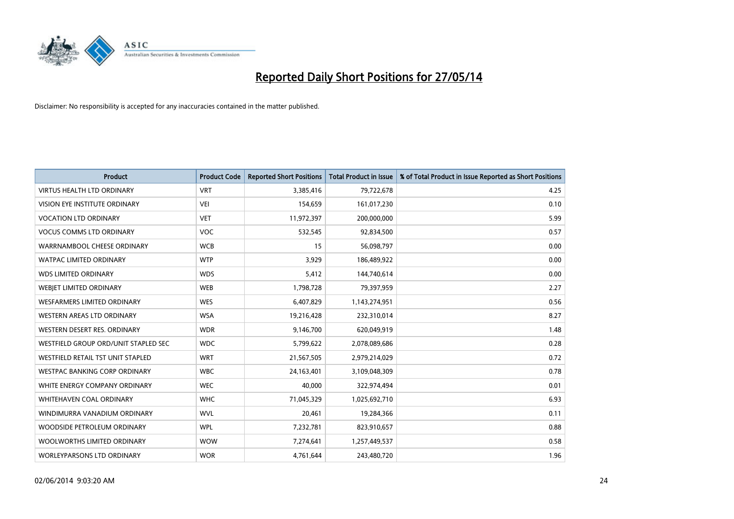# Reported Daily Short Positions for 27/05/14

Disclaimer: No responsibility is accepted for any inaccuracies contained in the matter published.

| Product | Product Code | Reported Short Positions | Total Product in Issue | % of Total Product in Issue Reported as Short Positions |
|---|---|---|---|---|
| VIRTUS HEALTH LTD ORDINARY | VRT | 3,385,416 | 79,722,678 | 4.25 |
| VISION EYE INSTITUTE ORDINARY | VEI | 154,659 | 161,017,230 | 0.10 |
| VOCATION LTD ORDINARY | VET | 11,972,397 | 200,000,000 | 5.99 |
| VOCUS COMMS LTD ORDINARY | VOC | 532,545 | 92,834,500 | 0.57 |
| WARRNAMBOOL CHEESE ORDINARY | WCB | 15 | 56,098,797 | 0.00 |
| WATPAC LIMITED ORDINARY | WTP | 3,929 | 186,489,922 | 0.00 |
| WDS LIMITED ORDINARY | WDS | 5,412 | 144,740,614 | 0.00 |
| WEBJET LIMITED ORDINARY | WEB | 1,798,728 | 79,397,959 | 2.27 |
| WESFARMERS LIMITED ORDINARY | WES | 6,407,829 | 1,143,274,951 | 0.56 |
| WESTERN AREAS LTD ORDINARY | WSA | 19,216,428 | 232,310,014 | 8.27 |
| WESTERN DESERT RES. ORDINARY | WDR | 9,146,700 | 620,049,919 | 1.48 |
| WESTFIELD GROUP ORD/UNIT STAPLED SEC | WDC | 5,799,622 | 2,078,089,686 | 0.28 |
| WESTFIELD RETAIL TST UNIT STAPLED | WRT | 21,567,505 | 2,979,214,029 | 0.72 |
| WESTPAC BANKING CORP ORDINARY | WBC | 24,163,401 | 3,109,048,309 | 0.78 |
| WHITE ENERGY COMPANY ORDINARY | WEC | 40,000 | 322,974,494 | 0.01 |
| WHITEHAVEN COAL ORDINARY | WHC | 71,045,329 | 1,025,692,710 | 6.93 |
| WINDIMURRA VANADIUM ORDINARY | WVL | 20,461 | 19,284,366 | 0.11 |
| WOODSIDE PETROLEUM ORDINARY | WPL | 7,232,781 | 823,910,657 | 0.88 |
| WOOLWORTHS LIMITED ORDINARY | WOW | 7,274,641 | 1,257,449,537 | 0.58 |
| WORLEYPARSONS LTD ORDINARY | WOR | 4,761,644 | 243,480,720 | 1.96 |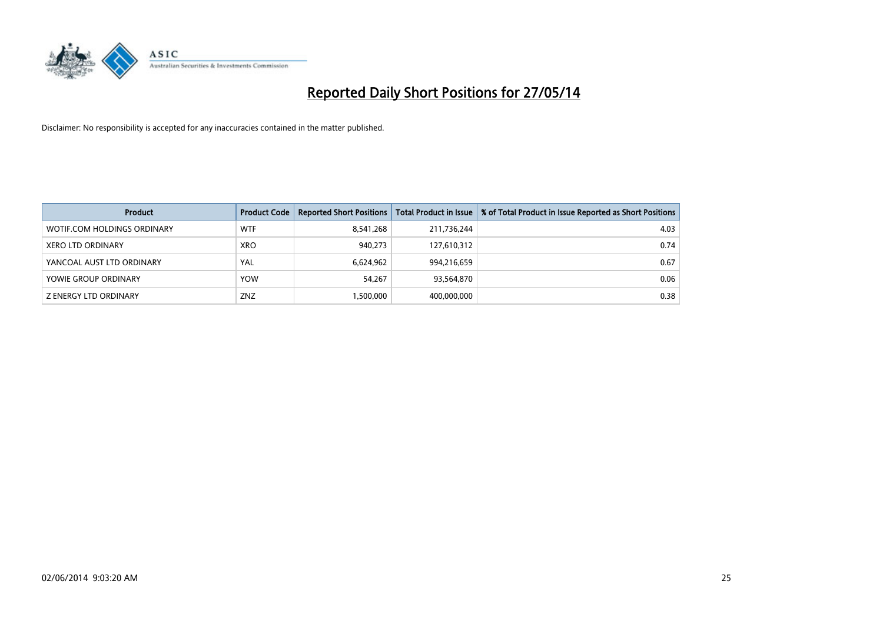# Reported Daily Short Positions for 27/05/14

Disclaimer: No responsibility is accepted for any inaccuracies contained in the matter published.

| Product | Product Code | Reported Short Positions | Total Product in Issue | % of Total Product in Issue Reported as Short Positions |
|---|---|---|---|---|
| WOTIF.COM HOLDINGS ORDINARY | WTF | 8,541,268 | 211,736,244 | 4.03 |
| XERO LTD ORDINARY | XRO | 940,273 | 127,610,312 | 0.74 |
| YANCOAL AUST LTD ORDINARY | YAL | 6,624,962 | 994,216,659 | 0.67 |
| YOWIE GROUP ORDINARY | YOW | 54,267 | 93,564,870 | 0.06 |
| Z ENERGY LTD ORDINARY | ZNZ | 1,500,000 | 400,000,000 | 0.38 |

02/06/2014 9:03:20 AM